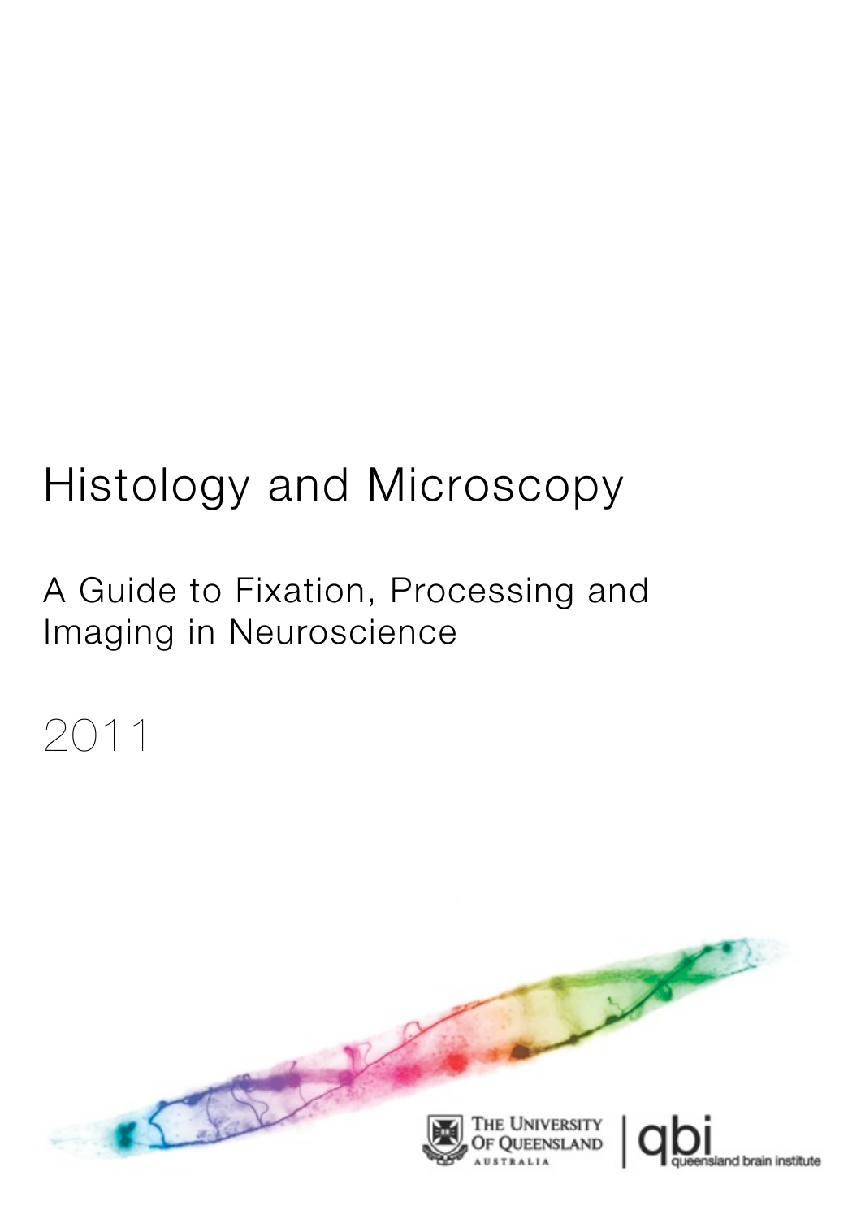# Histology and Microscopy

## A Guide to Fixation, Processing and Imaging in Neuroscience

2011

The University of Queensland Australia | qbi queensland brain institute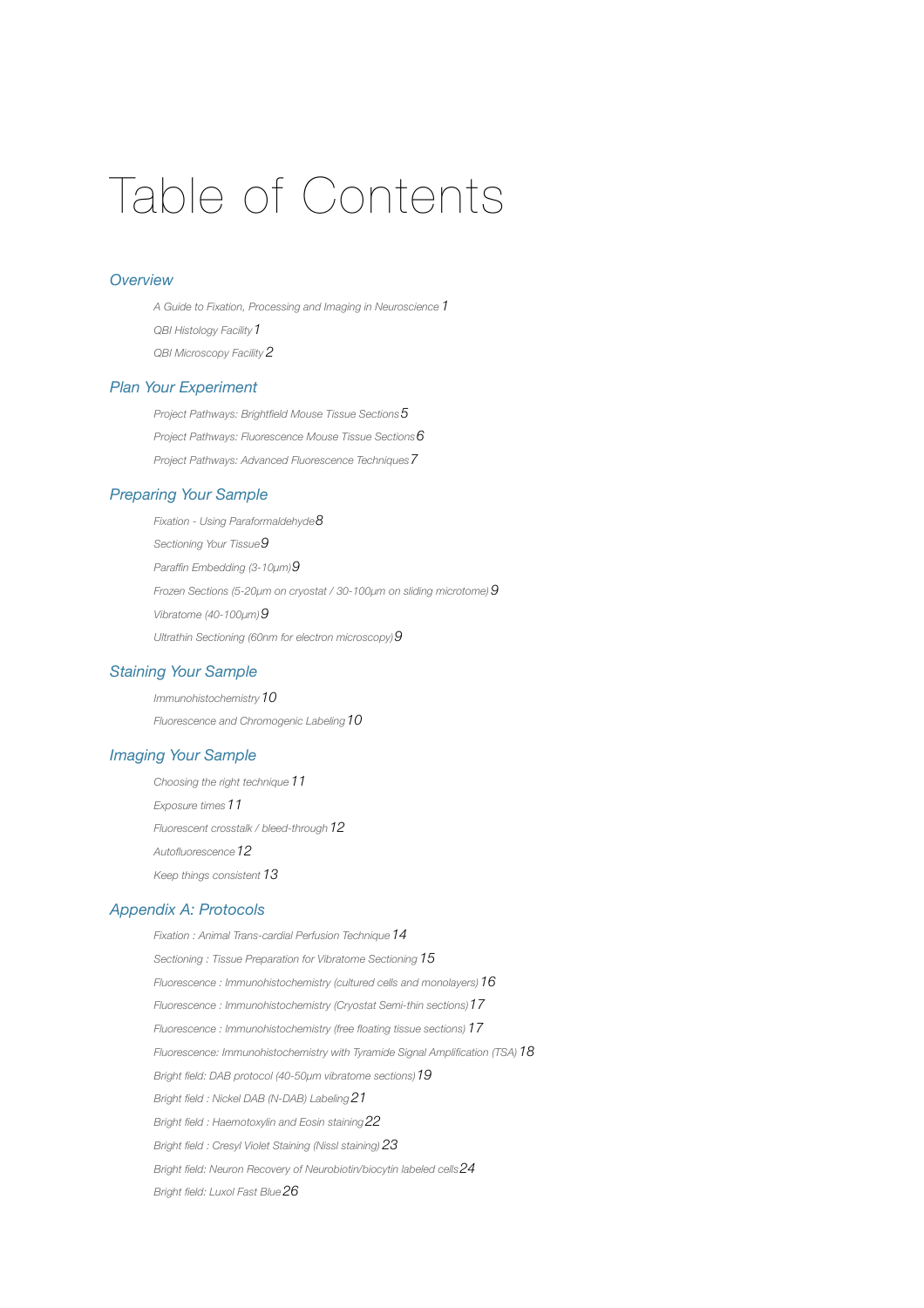# Table of Contents

## *Overview*

*A Guide to Fixation, Processing and Imaging in Neuroscience* 1

*QBI Histology Facility* 1

*QBI Microscopy Facility* 2

## *Plan Your Experiment*

*Project Pathways: Brightfield Mouse Tissue Sections* 5

*Project Pathways: Fluorescence Mouse Tissue Sections* 6

*Project Pathways: Advanced Fluorescence Techniques* 7

## *Preparing Your Sample*

*Fixation - Using Paraformaldehyde* 8

*Sectioning Your Tissue* 9

*Paraffin Embedding (3-10µm)* 9

*Frozen Sections (5-20µm on cryostat / 30-100µm on sliding microtome)* 9

*Vibratome (40-100µm)* 9

*Ultrathin Sectioning (60nm for electron microscopy)* 9

## *Staining Your Sample*

*Immunohistochemistry* 10

*Fluorescence and Chromogenic Labeling* 10

## *Imaging Your Sample*

*Choosing the right technique* 11

*Exposure times* 11

*Fluorescent crosstalk / bleed-through* 12

*Autofluorescence* 12

*Keep things consistent* 13

## *Appendix A: Protocols*

*Fixation : Animal Trans-cardial Perfusion Technique* 14

*Sectioning : Tissue Preparation for Vibratome Sectioning* 15

*Fluorescence : Immunohistochemistry (cultured cells and monolayers)* 16

*Fluorescence : Immunohistochemistry (Cryostat Semi-thin sections)* 17

*Fluorescence : Immunohistochemistry (free floating tissue sections)* 17

*Fluorescence: Immunohistochemistry with Tyramide Signal Amplification (TSA)* 18

*Bright field: DAB protocol (40-50µm vibratome sections)* 19

*Bright field : Nickel DAB (N-DAB) Labeling* 21

*Bright field : Haemotoxylin and Eosin staining* 22

*Bright field : Cresyl Violet Staining (Nissl staining)* 23

*Bright field: Neuron Recovery of Neurobiotin/biocytin labeled cells* 24

*Bright field: Luxol Fast Blue* 26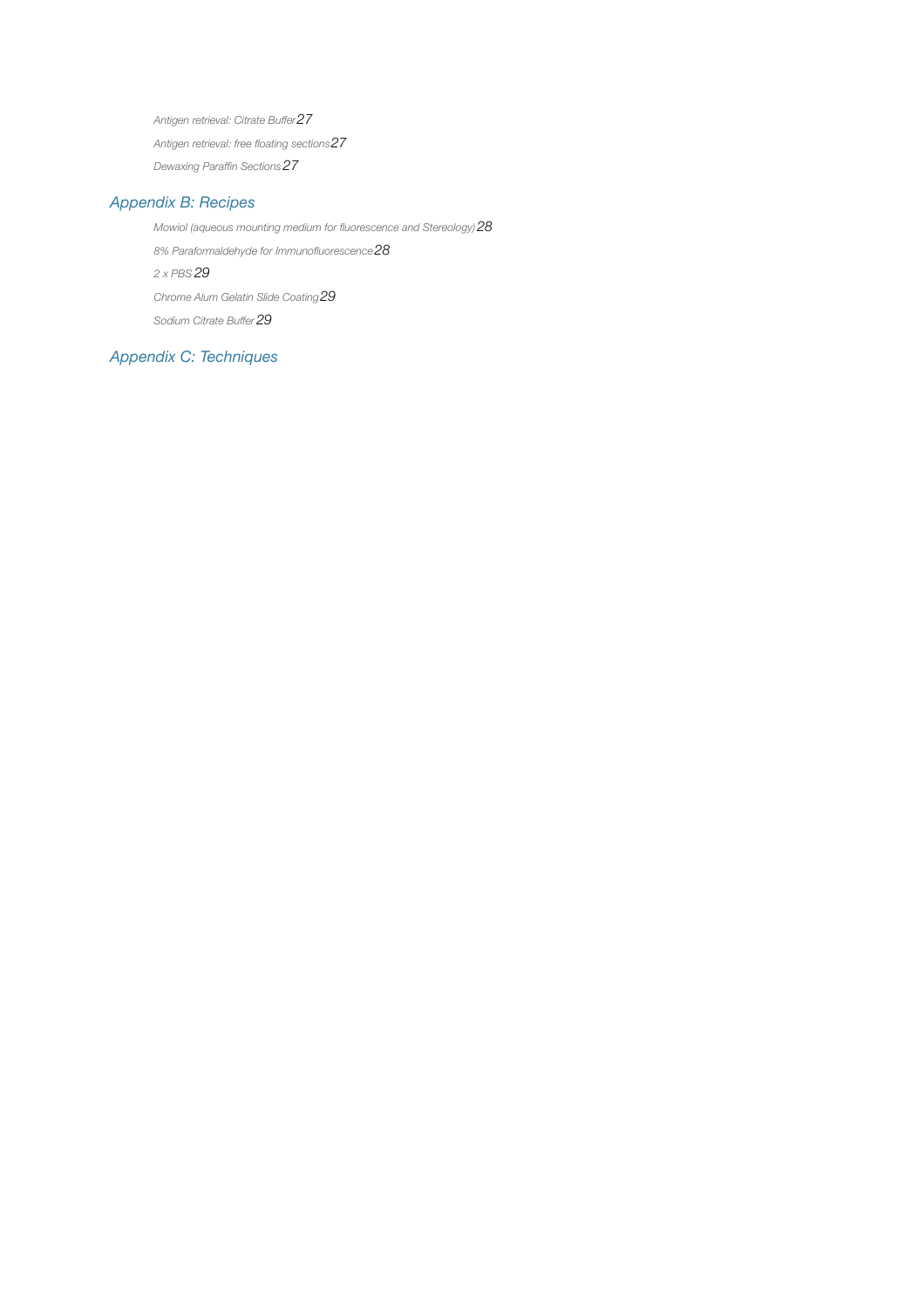*Antigen retrieval: Citrate Buffer* 27

*Antigen retrieval: free floating sections* 27

*Dewaxing Paraffin Sections* 27

## *Appendix B: Recipes*

*Mowiol (aqueous mounting medium for fluorescence and Stereology)* 28

*8% Paraformaldehyde for Immunofluorescence* 28

*2 x PBS* 29

*Chrome Alum Gelatin Slide Coating* 29

*Sodium Citrate Buffer* 29

## *Appendix C: Techniques*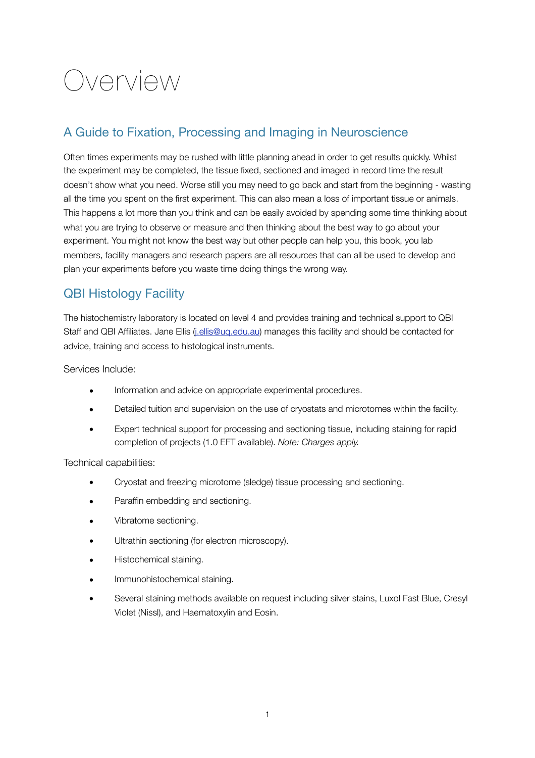# Overview

## A Guide to Fixation, Processing and Imaging in Neuroscience

Often times experiments may be rushed with little planning ahead in order to get results quickly. Whilst the experiment may be completed, the tissue fixed, sectioned and imaged in record time the result doesn't show what you need. Worse still you may need to go back and start from the beginning - wasting all the time you spent on the first experiment. This can also mean a loss of important tissue or animals. This happens a lot more than you think and can be easily avoided by spending some time thinking about what you are trying to observe or measure and then thinking about the best way to go about your experiment. You might not know the best way but other people can help you, this book, you lab members, facility managers and research papers are all resources that can all be used to develop and plan your experiments before you waste time doing things the wrong way.

## QBI Histology Facility

The histochemistry laboratory is located on level 4 and provides training and technical support to QBI Staff and QBI Affiliates. Jane Ellis (j.ellis@uq.edu.au) manages this facility and should be contacted for advice, training and access to histological instruments.

Services Include:

- Information and advice on appropriate experimental procedures.
- Detailed tuition and supervision on the use of cryostats and microtomes within the facility.
- Expert technical support for processing and sectioning tissue, including staining for rapid completion of projects (1.0 EFT available). *Note: Charges apply.*

Technical capabilities:

- Cryostat and freezing microtome (sledge) tissue processing and sectioning.
- Paraffin embedding and sectioning.
- Vibratome sectioning.
- Ultrathin sectioning (for electron microscopy).
- Histochemical staining.
- Immunohistochemical staining.
- Several staining methods available on request including silver stains, Luxol Fast Blue, Cresyl Violet (Nissl), and Haematoxylin and Eosin.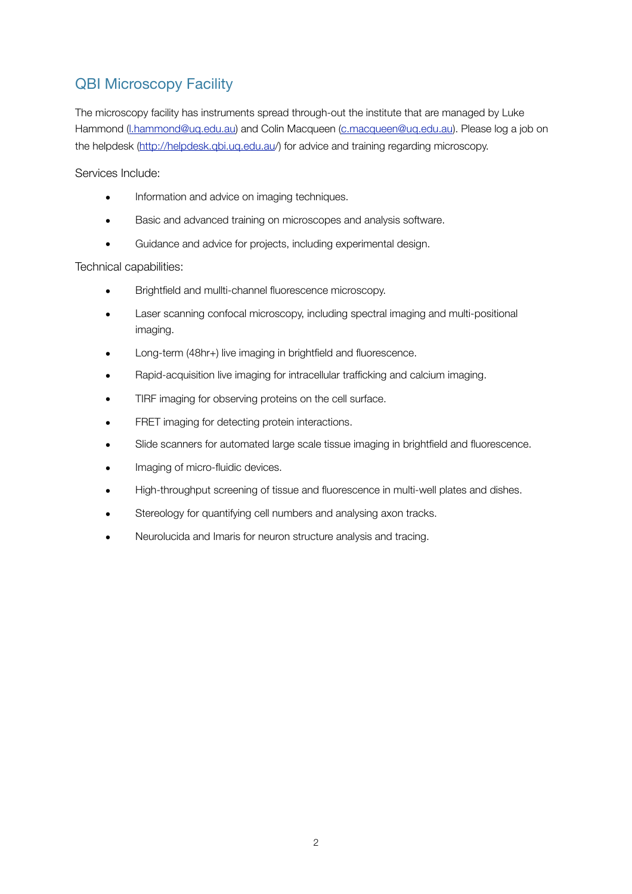## QBI Microscopy Facility

The microscopy facility has instruments spread through-out the institute that are managed by Luke Hammond (l.hammond@uq.edu.au) and Colin Macqueen (c.macqueen@uq.edu.au). Please log a job on the helpdesk (http://helpdesk.qbi.uq.edu.au/) for advice and training regarding microscopy.

Services Include:

- Information and advice on imaging techniques.
- Basic and advanced training on microscopes and analysis software.
- Guidance and advice for projects, including experimental design.

Technical capabilities:

- Brightfield and mullti-channel fluorescence microscopy.
- Laser scanning confocal microscopy, including spectral imaging and multi-positional imaging.
- Long-term (48hr+) live imaging in brightfield and fluorescence.
- Rapid-acquisition live imaging for intracellular trafficking and calcium imaging.
- TIRF imaging for observing proteins on the cell surface.
- FRET imaging for detecting protein interactions.
- Slide scanners for automated large scale tissue imaging in brightfield and fluorescence.
- Imaging of micro-fluidic devices.
- High-throughput screening of tissue and fluorescence in multi-well plates and dishes.
- Stereology for quantifying cell numbers and analysing axon tracks.
- Neurolucida and Imaris for neuron structure analysis and tracing.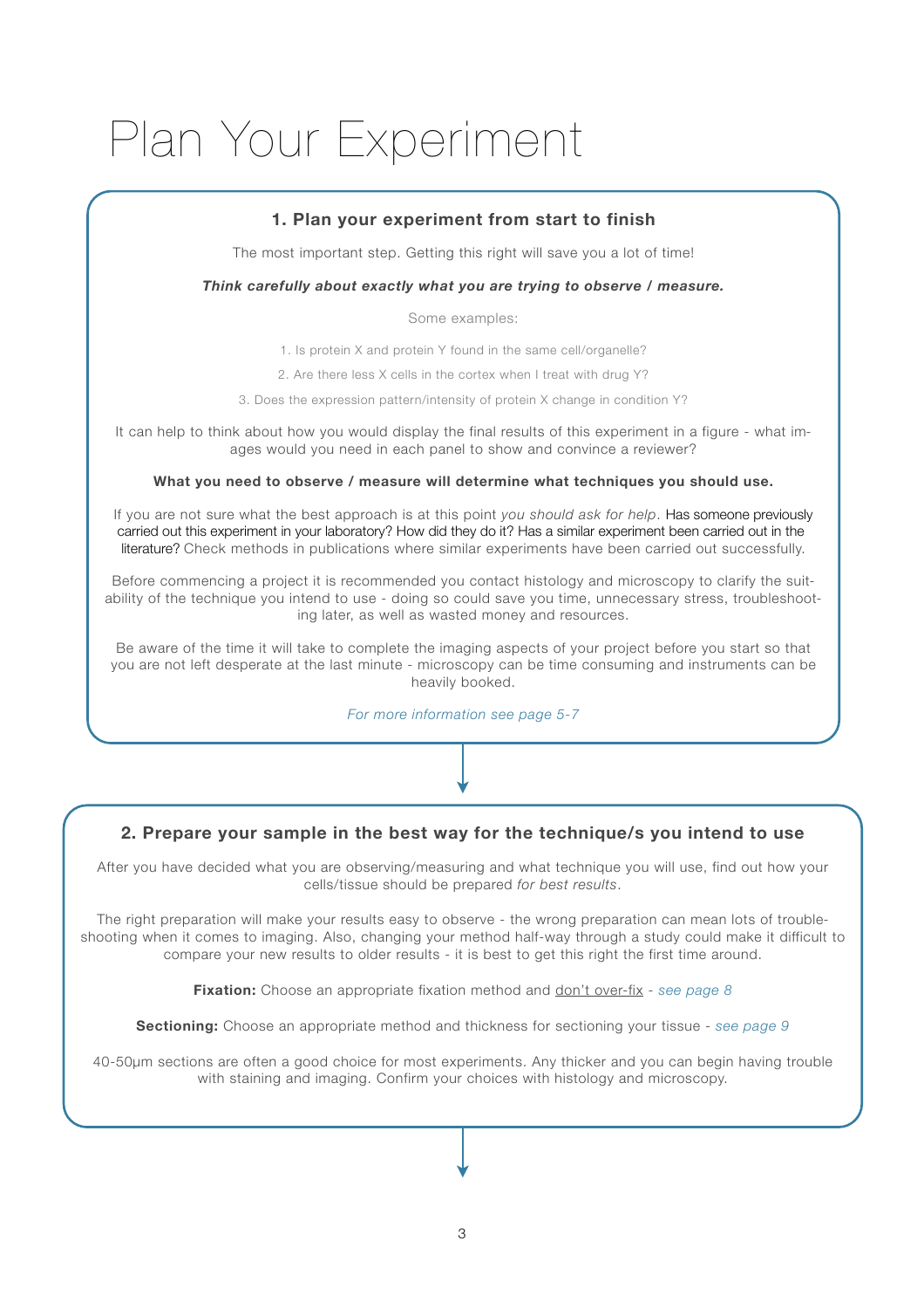# Plan Your Experiment

### 1. Plan your experiment from start to finish

The most important step. Getting this right will save you a lot of time!

***Think carefully about exactly what you are trying to observe / measure.***

Some examples:

1. Is protein X and protein Y found in the same cell/organelle?
2. Are there less X cells in the cortex when I treat with drug Y?
3. Does the expression pattern/intensity of protein X change in condition Y?

It can help to think about how you would display the final results of this experiment in a figure - what images would you need in each panel to show and convince a reviewer?

**What you need to observe / measure will determine what techniques you should use.**

If you are not sure what the best approach is at this point *you should ask for help*. Has someone previously carried out this experiment in your laboratory? How did they do it? Has a similar experiment been carried out in the literature? Check methods in publications where similar experiments have been carried out successfully.

Before commencing a project it is recommended you contact histology and microscopy to clarify the suitability of the technique you intend to use - doing so could save you time, unnecessary stress, troubleshooting later, as well as wasted money and resources.

Be aware of the time it will take to complete the imaging aspects of your project before you start so that you are not left desperate at the last minute - microscopy can be time consuming and instruments can be heavily booked.

*For more information see page 5-7*

### 2. Prepare your sample in the best way for the technique/s you intend to use

After you have decided what you are observing/measuring and what technique you will use, find out how your cells/tissue should be prepared *for best results*.

The right preparation will make your results easy to observe - the wrong preparation can mean lots of troubleshooting when it comes to imaging. Also, changing your method half-way through a study could make it difficult to compare your new results to older results - it is best to get this right the first time around.

**Fixation:** Choose an appropriate fixation method and don't over-fix - *see page 8*

**Sectioning:** Choose an appropriate method and thickness for sectioning your tissue - *see page 9*

40-50µm sections are often a good choice for most experiments. Any thicker and you can begin having trouble with staining and imaging. Confirm your choices with histology and microscopy.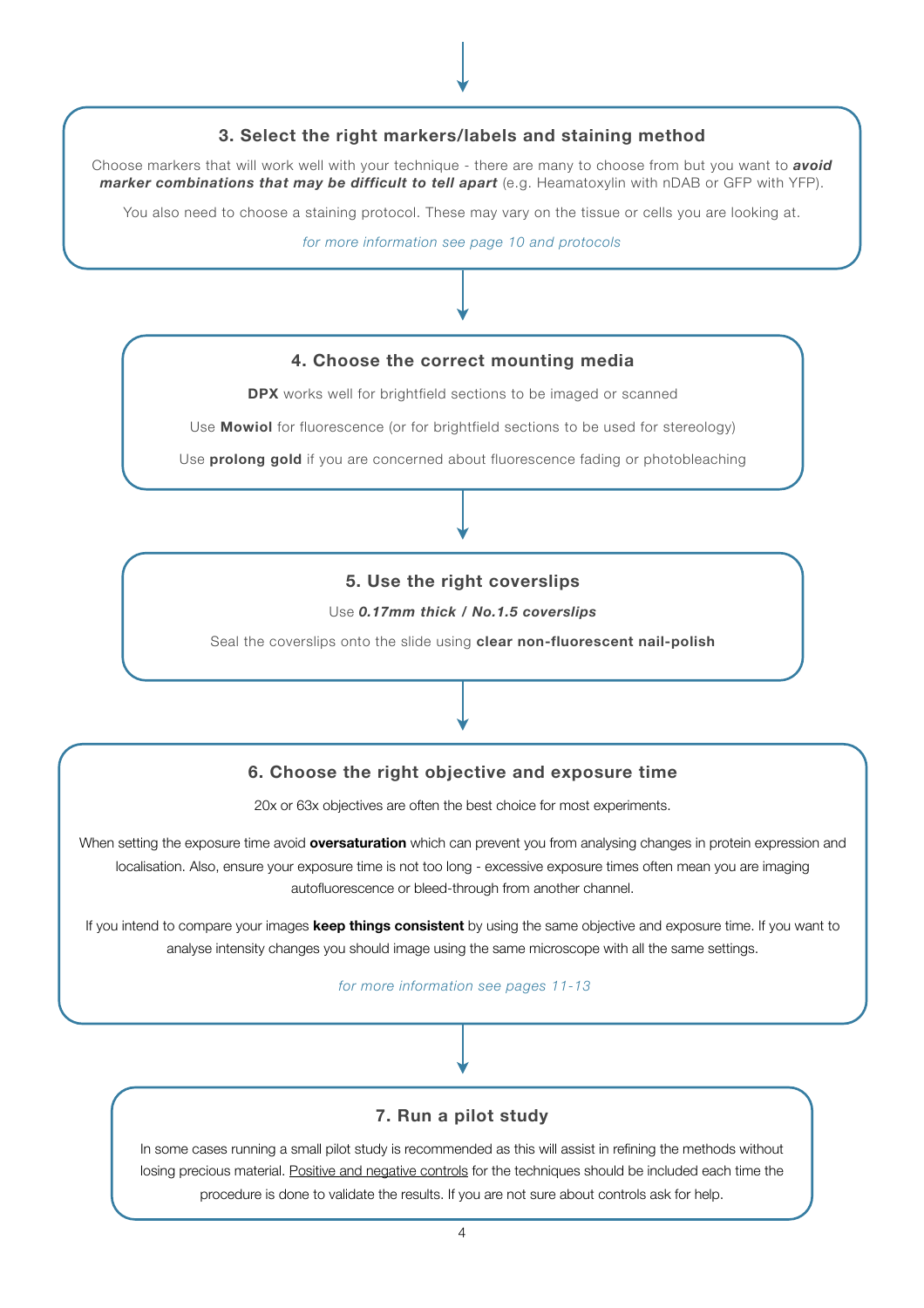### 3. Select the right markers/labels and staining method

Choose markers that will work well with your technique - there are many to choose from but you want to ***avoid marker combinations that may be difficult to tell apart*** (e.g. Heamatoxylin with nDAB or GFP with YFP).

You also need to choose a staining protocol. These may vary on the tissue or cells you are looking at.

*for more information see page 10 and protocols*

### 4. Choose the correct mounting media

**DPX** works well for brightfield sections to be imaged or scanned

Use **Mowiol** for fluorescence (or for brightfield sections to be used for stereology)

Use **prolong gold** if you are concerned about fluorescence fading or photobleaching

### 5. Use the right coverslips

Use ***0.17mm thick / No.1.5 coverslips***

Seal the coverslips onto the slide using **clear non-fluorescent nail-polish**

### 6. Choose the right objective and exposure time

20x or 63x objectives are often the best choice for most experiments.

When setting the exposure time avoid **oversaturation** which can prevent you from analysing changes in protein expression and localisation. Also, ensure your exposure time is not too long - excessive exposure times often mean you are imaging autofluorescence or bleed-through from another channel.

If you intend to compare your images **keep things consistent** by using the same objective and exposure time. If you want to analyse intensity changes you should image using the same microscope with all the same settings.

*for more information see pages 11-13*

### 7. Run a pilot study

In some cases running a small pilot study is recommended as this will assist in refining the methods without losing precious material. Positive and negative controls for the techniques should be included each time the procedure is done to validate the results. If you are not sure about controls ask for help.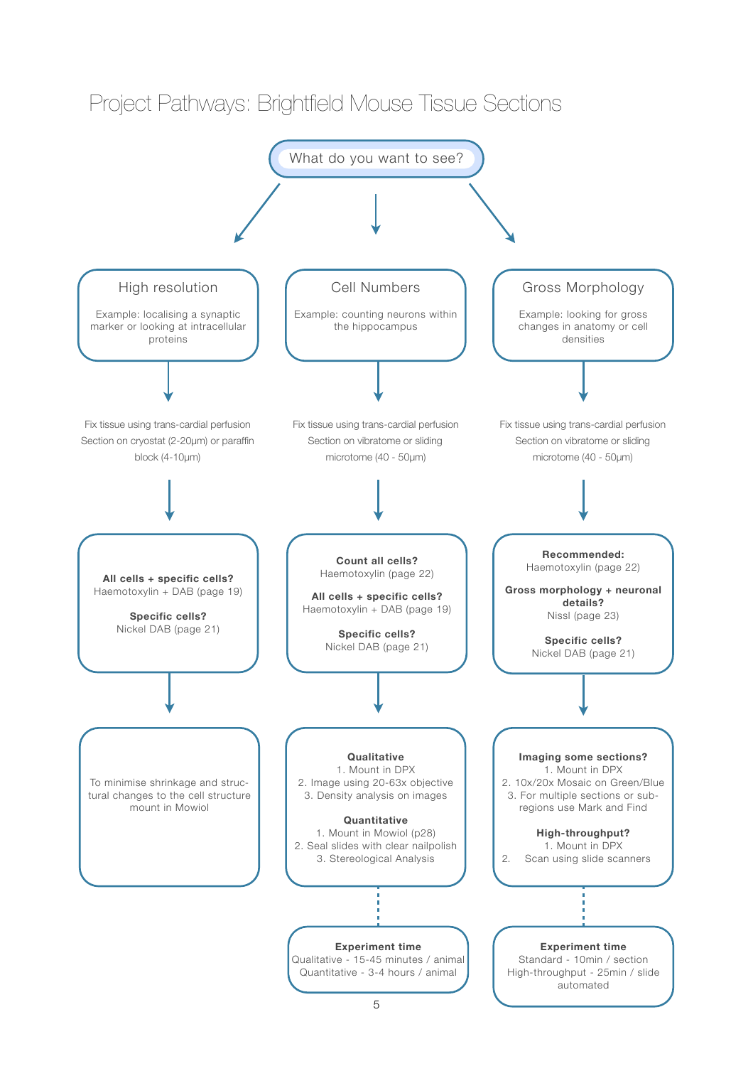# Project Pathways: Brightfield Mouse Tissue Sections

**What do you want to see?**

## High resolution

Example: localising a synaptic marker or looking at intracellular proteins

Fix tissue using trans-cardial perfusion
Section on cryostat (2-20µm) or paraffin block (4-10µm)

**All cells + specific cells?**
Haemotoxylin + DAB (page 19)

**Specific cells?**
Nickel DAB (page 21)

To minimise shrinkage and structural changes to the cell structure mount in Mowiol

## Cell Numbers

Example: counting neurons within the hippocampus

Fix tissue using trans-cardial perfusion
Section on vibratome or sliding microtome (40 - 50µm)

**Count all cells?**
Haemotoxylin (page 22)

**All cells + specific cells?**
Haemotoxylin + DAB (page 19)

**Specific cells?**
Nickel DAB (page 21)

**Qualitative**
1. Mount in DPX
2. Image using 20-63x objective
3. Density analysis on images

**Quantitative**
1. Mount in Mowiol (p28)
2. Seal slides with clear nailpolish
3. Stereological Analysis

**Experiment time**
Qualitative - 15-45 minutes / animal
Quantitative - 3-4 hours / animal

## Gross Morphology

Example: looking for gross changes in anatomy or cell densities

Fix tissue using trans-cardial perfusion
Section on vibratome or sliding microtome (40 - 50µm)

**Recommended:**
Haemotoxylin (page 22)

**Gross morphology + neuronal details?**
Nissl (page 23)

**Specific cells?**
Nickel DAB (page 21)

**Imaging some sections?**
1. Mount in DPX
2. 10x/20x Mosaic on Green/Blue
3. For multiple sections or sub-regions use Mark and Find

**High-throughput?**
1. Mount in DPX
2. Scan using slide scanners

**Experiment time**
Standard - 10min / section
High-throughput - 25min / slide automated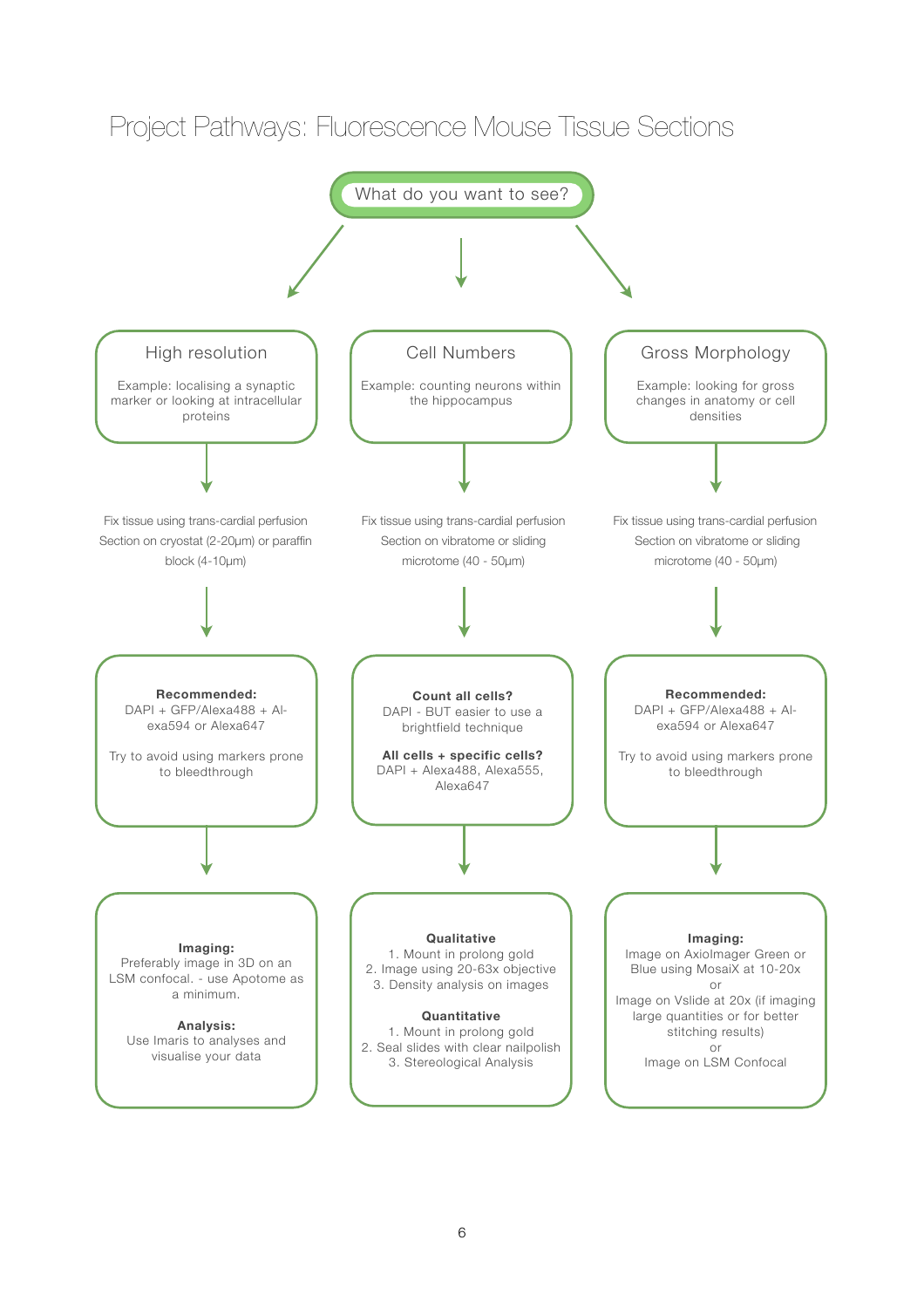# Project Pathways: Fluorescence Mouse Tissue Sections

**What do you want to see?**

## High resolution

Example: localising a synaptic marker or looking at intracellular proteins

Fix tissue using trans-cardial perfusion
Section on cryostat (2-20μm) or paraffin block (4-10μm)

**Recommended:**
DAPI + GFP/Alexa488 + Alexa594 or Alexa647

Try to avoid using markers prone to bleedthrough

**Imaging:**
Preferably image in 3D on an LSM confocal. - use Apotome as a minimum.

**Analysis:**
Use Imaris to analyses and visualise your data

## Cell Numbers

Example: counting neurons within the hippocampus

Fix tissue using trans-cardial perfusion
Section on vibratome or sliding microtome (40 - 50μm)

**Count all cells?**
DAPI - BUT easier to use a brightfield technique

**All cells + specific cells?**
DAPI + Alexa488, Alexa555, Alexa647

**Qualitative**
1. Mount in prolong gold
2. Image using 20-63x objective
3. Density analysis on images

**Quantitative**
1. Mount in prolong gold
2. Seal slides with clear nailpolish
3. Stereological Analysis

## Gross Morphology

Example: looking for gross changes in anatomy or cell densities

Fix tissue using trans-cardial perfusion
Section on vibratome or sliding microtome (40 - 50μm)

**Recommended:**
DAPI + GFP/Alexa488 + Alexa594 or Alexa647

Try to avoid using markers prone to bleedthrough

**Imaging:**
Image on AxioImager Green or Blue using MosaiX at 10-20x
or
Image on Vslide at 20x (if imaging large quantities or for better stitching results)
or
Image on LSM Confocal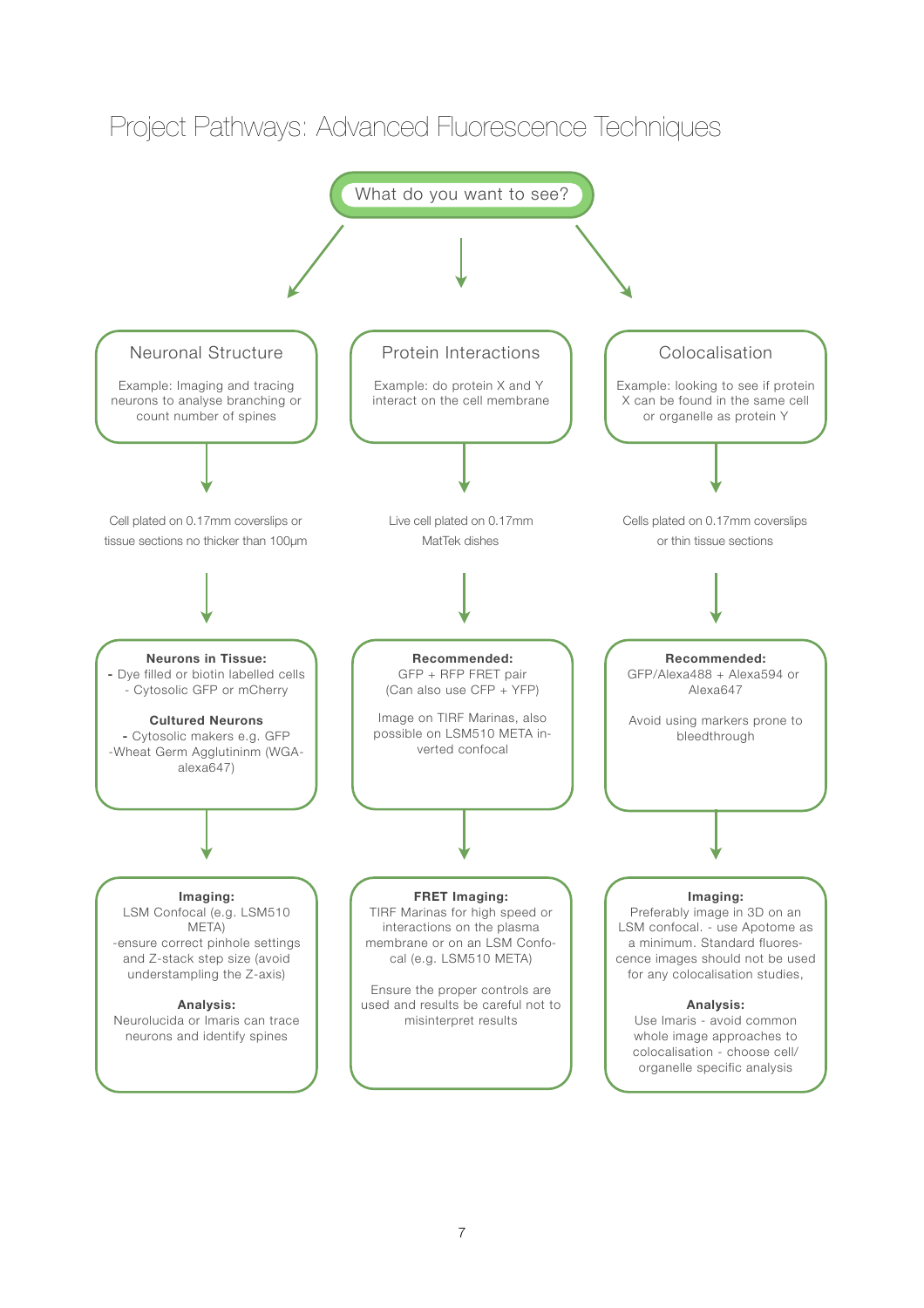# Project Pathways: Advanced Fluorescence Techniques

**What do you want to see?**

## Neuronal Structure

Example: Imaging and tracing neurons to analyse branching or count number of spines

Cell plated on 0.17mm coverslips or tissue sections no thicker than 100µm

**Neurons in Tissue:**
- Dye filled or biotin labelled cells
- Cytosolic GFP or mCherry

**Cultured Neurons**
- Cytosolic makers e.g. GFP
- Wheat Germ Agglutininm (WGA-alexa647)

**Imaging:**
LSM Confocal (e.g. LSM510 META)
-ensure correct pinhole settings and Z-stack step size (avoid understampling the Z-axis)

**Analysis:**
Neurolucida or Imaris can trace neurons and identify spines

## Protein Interactions

Example: do protein X and Y interact on the cell membrane

Live cell plated on 0.17mm MatTek dishes

**Recommended:**
GFP + RFP FRET pair
(Can also use CFP + YFP)

Image on TIRF Marinas, also possible on LSM510 META inverted confocal

**FRET Imaging:**
TIRF Marinas for high speed or interactions on the plasma membrane or on an LSM Confocal (e.g. LSM510 META)

Ensure the proper controls are used and results be careful not to misinterpret results

## Colocalisation

Example: looking to see if protein X can be found in the same cell or organelle as protein Y

Cells plated on 0.17mm coverslips or thin tissue sections

**Recommended:**
GFP/Alexa488 + Alexa594 or Alexa647

Avoid using markers prone to bleedthrough

**Imaging:**
Preferably image in 3D on an LSM confocal. - use Apotome as a minimum. Standard fluorescence images should not be used for any colocalisation studies,

**Analysis:**
Use Imaris - avoid common whole image approaches to colocalisation - choose cell/organelle specific analysis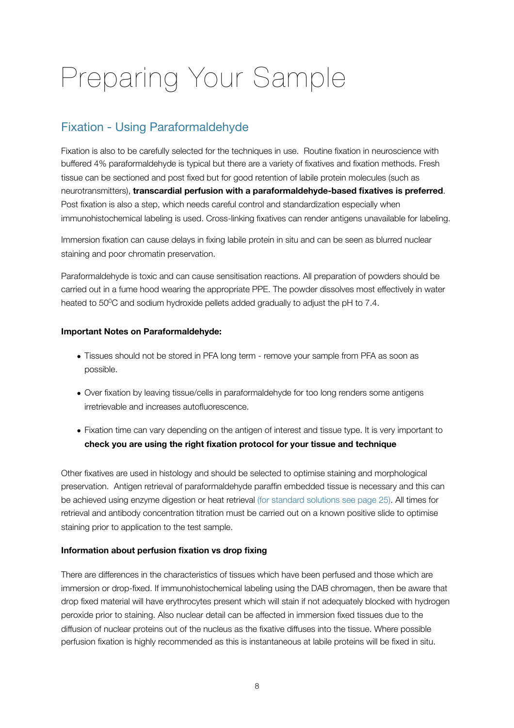# Preparing Your Sample

## Fixation - Using Paraformaldehyde

Fixation is also to be carefully selected for the techniques in use. Routine fixation in neuroscience with buffered 4% paraformaldehyde is typical but there are a variety of fixatives and fixation methods. Fresh tissue can be sectioned and post fixed but for good retention of labile protein molecules (such as neurotransmitters), **transcardial perfusion with a paraformaldehyde-based fixatives is preferred**. Post fixation is also a step, which needs careful control and standardization especially when immunohistochemical labeling is used. Cross-linking fixatives can render antigens unavailable for labeling.

Immersion fixation can cause delays in fixing labile protein in situ and can be seen as blurred nuclear staining and poor chromatin preservation.

Paraformaldehyde is toxic and can cause sensitisation reactions. All preparation of powders should be carried out in a fume hood wearing the appropriate PPE. The powder dissolves most effectively in water heated to 50$^0$C and sodium hydroxide pellets added gradually to adjust the pH to 7.4.

**Important Notes on Paraformaldehyde:**

- Tissues should not be stored in PFA long term - remove your sample from PFA as soon as possible.
- Over fixation by leaving tissue/cells in paraformaldehyde for too long renders some antigens irretrievable and increases autofluorescence.
- Fixation time can vary depending on the antigen of interest and tissue type. It is very important to **check you are using the right fixation protocol for your tissue and technique**

Other fixatives are used in histology and should be selected to optimise staining and morphological preservation. Antigen retrieval of paraformaldehyde paraffin embedded tissue is necessary and this can be achieved using enzyme digestion or heat retrieval (for standard solutions see page 25). All times for retrieval and antibody concentration titration must be carried out on a known positive slide to optimise staining prior to application to the test sample.

**Information about perfusion fixation vs drop fixing**

There are differences in the characteristics of tissues which have been perfused and those which are immersion or drop-fixed. If immunohistochemical labeling using the DAB chromagen, then be aware that drop fixed material will have erythrocytes present which will stain if not adequately blocked with hydrogen peroxide prior to staining. Also nuclear detail can be affected in immersion fixed tissues due to the diffusion of nuclear proteins out of the nucleus as the fixative diffuses into the tissue. Where possible perfusion fixation is highly recommended as this is instantaneous at labile proteins will be fixed in situ.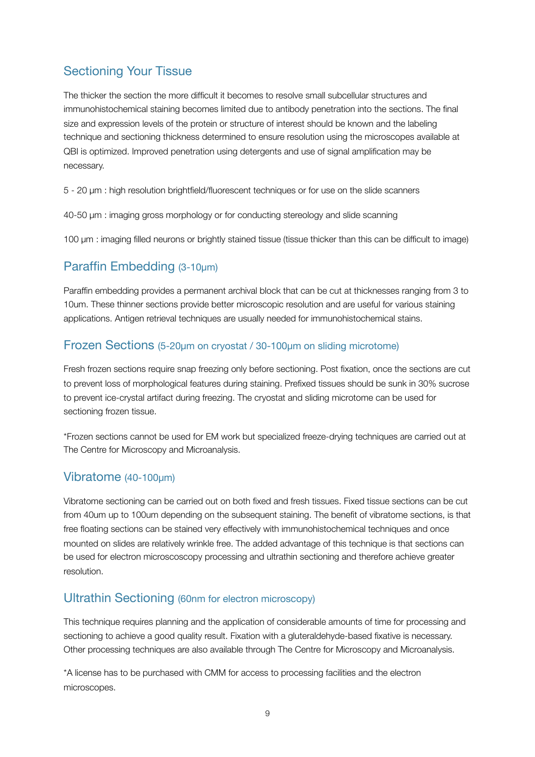## Sectioning Your Tissue

The thicker the section the more difficult it becomes to resolve small subcellular structures and immunohistochemical staining becomes limited due to antibody penetration into the sections. The final size and expression levels of the protein or structure of interest should be known and the labeling technique and sectioning thickness determined to ensure resolution using the microscopes available at QBI is optimized. Improved penetration using detergents and use of signal amplification may be necessary.

5 - 20 µm : high resolution brightfield/fluorescent techniques or for use on the slide scanners

40-50 µm : imaging gross morphology or for conducting stereology and slide scanning

100 µm : imaging filled neurons or brightly stained tissue (tissue thicker than this can be difficult to image)

## Paraffin Embedding (3-10µm)

Paraffin embedding provides a permanent archival block that can be cut at thicknesses ranging from 3 to 10um. These thinner sections provide better microscopic resolution and are useful for various staining applications. Antigen retrieval techniques are usually needed for immunohistochemical stains.

## Frozen Sections (5-20µm on cryostat / 30-100µm on sliding microtome)

Fresh frozen sections require snap freezing only before sectioning. Post fixation, once the sections are cut to prevent loss of morphological features during staining. Prefixed tissues should be sunk in 30% sucrose to prevent ice-crystal artifact during freezing. The cryostat and sliding microtome can be used for sectioning frozen tissue.

*Frozen sections cannot be used for EM work but specialized freeze-drying techniques are carried out at The Centre for Microscopy and Microanalysis.

## Vibratome (40-100µm)

Vibratome sectioning can be carried out on both fixed and fresh tissues. Fixed tissue sections can be cut from 40um up to 100um depending on the subsequent staining. The benefit of vibratome sections, is that free floating sections can be stained very effectively with immunohistochemical techniques and once mounted on slides are relatively wrinkle free. The added advantage of this technique is that sections can be used for electron microscoscopy processing and ultrathin sectioning and therefore achieve greater resolution.

## Ultrathin Sectioning (60nm for electron microscopy)

This technique requires planning and the application of considerable amounts of time for processing and sectioning to achieve a good quality result. Fixation with a gluteraldehyde-based fixative is necessary. Other processing techniques are also available through The Centre for Microscopy and Microanalysis.

*A license has to be purchased with CMM for access to processing facilities and the electron microscopes.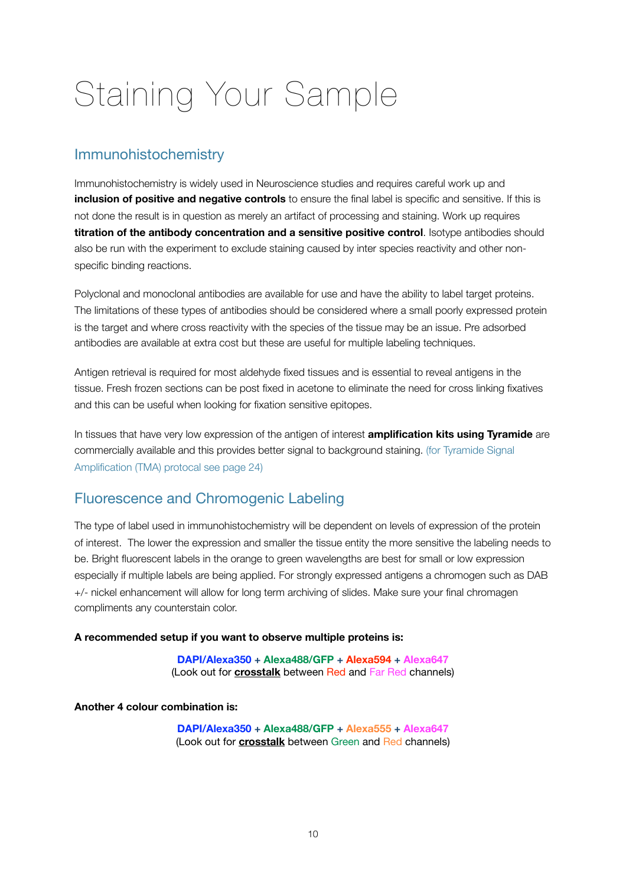# Staining Your Sample

## Immunohistochemistry

Immunohistochemistry is widely used in Neuroscience studies and requires careful work up and **inclusion of positive and negative controls** to ensure the final label is specific and sensitive. If this is not done the result is in question as merely an artifact of processing and staining. Work up requires **titration of the antibody concentration and a sensitive positive control**. Isotype antibodies should also be run with the experiment to exclude staining caused by inter species reactivity and other non-specific binding reactions.

Polyclonal and monoclonal antibodies are available for use and have the ability to label target proteins. The limitations of these types of antibodies should be considered where a small poorly expressed protein is the target and where cross reactivity with the species of the tissue may be an issue. Pre adsorbed antibodies are available at extra cost but these are useful for multiple labeling techniques.

Antigen retrieval is required for most aldehyde fixed tissues and is essential to reveal antigens in the tissue. Fresh frozen sections can be post fixed in acetone to eliminate the need for cross linking fixatives and this can be useful when looking for fixation sensitive epitopes.

In tissues that have very low expression of the antigen of interest **amplification kits using Tyramide** are commercially available and this provides better signal to background staining. (for Tyramide Signal Amplification (TMA) protocal see page 24)

## Fluorescence and Chromogenic Labeling

The type of label used in immunohistochemistry will be dependent on levels of expression of the protein of interest. The lower the expression and smaller the tissue entity the more sensitive the labeling needs to be. Bright fluorescent labels in the orange to green wavelengths are best for small or low expression especially if multiple labels are being applied. For strongly expressed antigens a chromogen such as DAB +/- nickel enhancement will allow for long term archiving of slides. Make sure your final chromagen compliments any counterstain color.

**A recommended setup if you want to observe multiple proteins is:**

**DAPI/Alexa350 + Alexa488/GFP + Alexa594 + Alexa647**
(Look out for **crosstalk** between Red and Far Red channels)

**Another 4 colour combination is:**

**DAPI/Alexa350 + Alexa488/GFP + Alexa555 + Alexa647**
(Look out for **crosstalk** between Green and Red channels)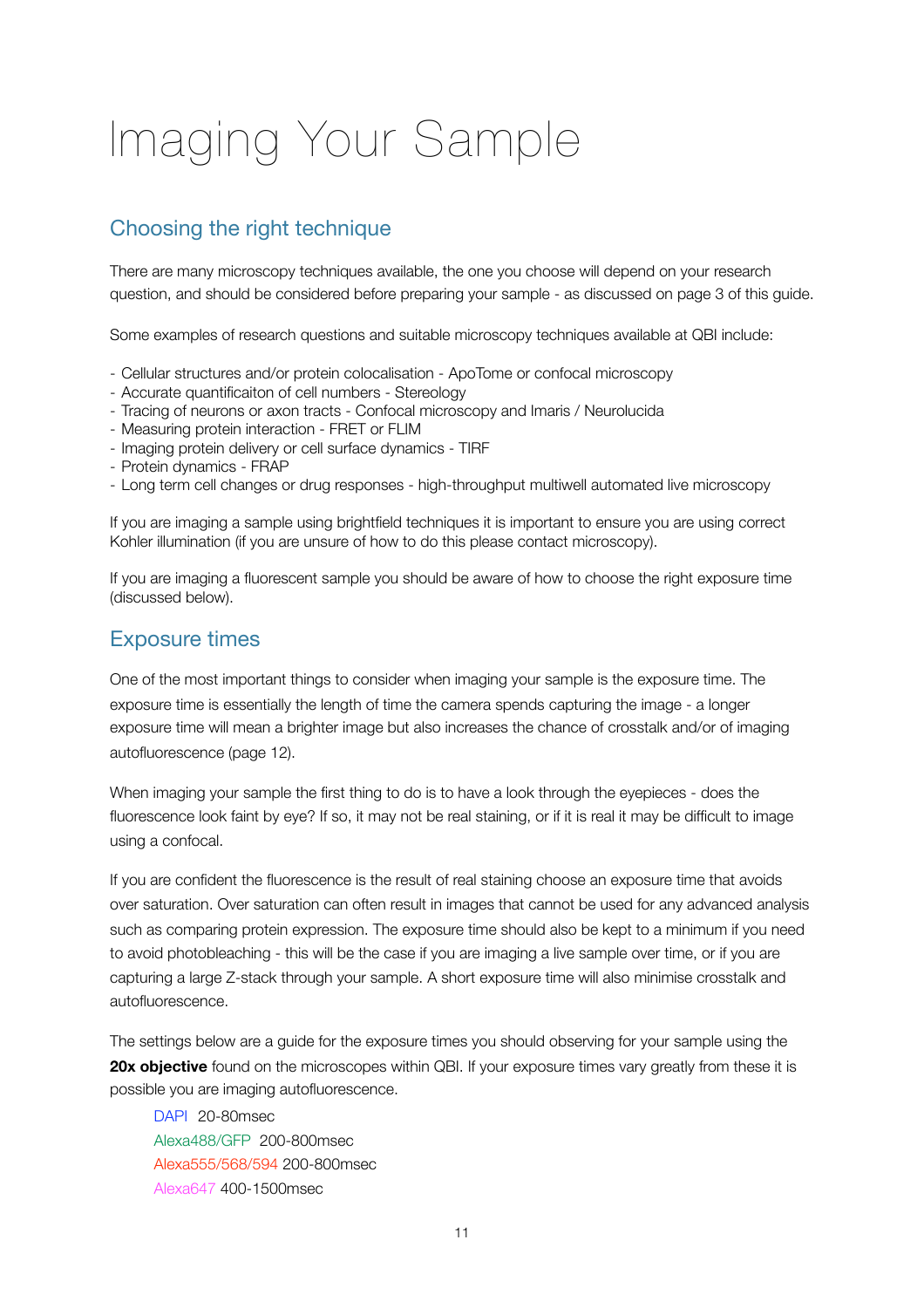# Imaging Your Sample

## Choosing the right technique

There are many microscopy techniques available, the one you choose will depend on your research question, and should be considered before preparing your sample - as discussed on page 3 of this guide.

Some examples of research questions and suitable microscopy techniques available at QBI include:

- Cellular structures and/or protein colocalisation - ApoTome or confocal microscopy
- Accurate quantificaiton of cell numbers - Stereology
- Tracing of neurons or axon tracts - Confocal microscopy and Imaris / Neurolucida
- Measuring protein interaction - FRET or FLIM
- Imaging protein delivery or cell surface dynamics - TIRF
- Protein dynamics - FRAP
- Long term cell changes or drug responses - high-throughput multiwell automated live microscopy

If you are imaging a sample using brightfield techniques it is important to ensure you are using correct Kohler illumination (if you are unsure of how to do this please contact microscopy).

If you are imaging a fluorescent sample you should be aware of how to choose the right exposure time (discussed below).

## Exposure times

One of the most important things to consider when imaging your sample is the exposure time. The exposure time is essentially the length of time the camera spends capturing the image - a longer exposure time will mean a brighter image but also increases the chance of crosstalk and/or of imaging autofluorescence (page 12).

When imaging your sample the first thing to do is to have a look through the eyepieces - does the fluorescence look faint by eye? If so, it may not be real staining, or if it is real it may be difficult to image using a confocal.

If you are confident the fluorescence is the result of real staining choose an exposure time that avoids over saturation. Over saturation can often result in images that cannot be used for any advanced analysis such as comparing protein expression. The exposure time should also be kept to a minimum if you need to avoid photobleaching - this will be the case if you are imaging a live sample over time, or if you are capturing a large Z-stack through your sample. A short exposure time will also minimise crosstalk and autofluorescence.

The settings below are a guide for the exposure times you should observing for your sample using the **20x objective** found on the microscopes within QBI. If your exposure times vary greatly from these it is possible you are imaging autofluorescence.

DAPI 20-80msec
Alexa488/GFP 200-800msec
Alexa555/568/594 200-800msec
Alexa647 400-1500msec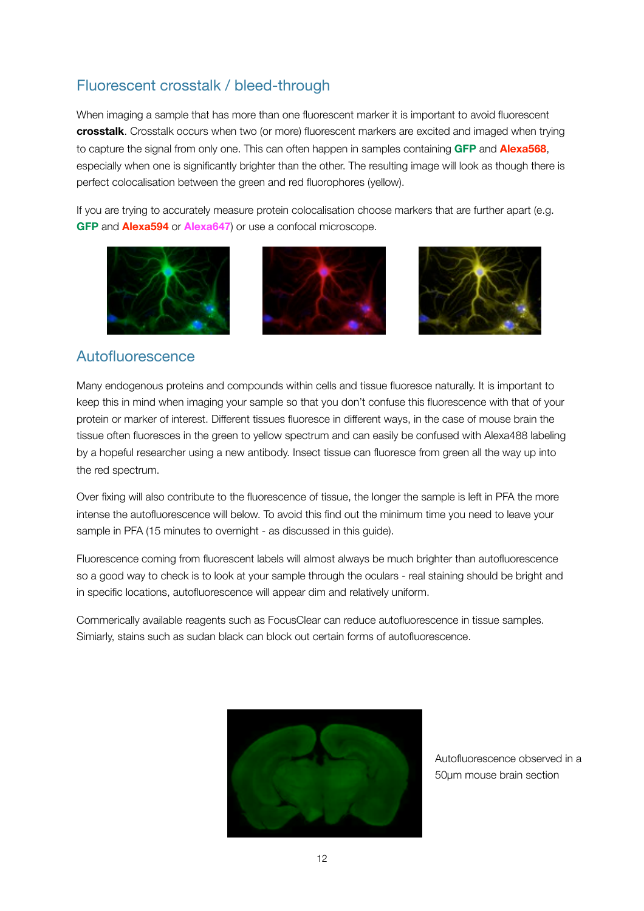## Fluorescent crosstalk / bleed-through

When imaging a sample that has more than one fluorescent marker it is important to avoid fluorescent **crosstalk**. Crosstalk occurs when two (or more) fluorescent markers are excited and imaged when trying to capture the signal from only one. This can often happen in samples containing **GFP** and **Alexa568**, especially when one is significantly brighter than the other. The resulting image will look as though there is perfect colocalisation between the green and red fluorophores (yellow).

If you are trying to accurately measure protein colocalisation choose markers that are further apart (e.g. **GFP** and **Alexa594** or **Alexa647**) or use a confocal microscope.

## Autofluorescence

Many endogenous proteins and compounds within cells and tissue fluoresce naturally. It is important to keep this in mind when imaging your sample so that you don't confuse this fluorescence with that of your protein or marker of interest. Different tissues fluoresce in different ways, in the case of mouse brain the tissue often fluoresces in the green to yellow spectrum and can easily be confused with Alexa488 labeling by a hopeful researcher using a new antibody. Insect tissue can fluoresce from green all the way up into the red spectrum.

Over fixing will also contribute to the fluorescence of tissue, the longer the sample is left in PFA the more intense the autofluorescence will below. To avoid this find out the minimum time you need to leave your sample in PFA (15 minutes to overnight - as discussed in this guide).

Fluorescence coming from fluorescent labels will almost always be much brighter than autofluorescence so a good way to check is to look at your sample through the oculars - real staining should be bright and in specific locations, autofluorescence will appear dim and relatively uniform.

Commerically available reagents such as FocusClear can reduce autofluorescence in tissue samples. Simiarly, stains such as sudan black can block out certain forms of autofluorescence.

Autofluorescence observed in a 50μm mouse brain section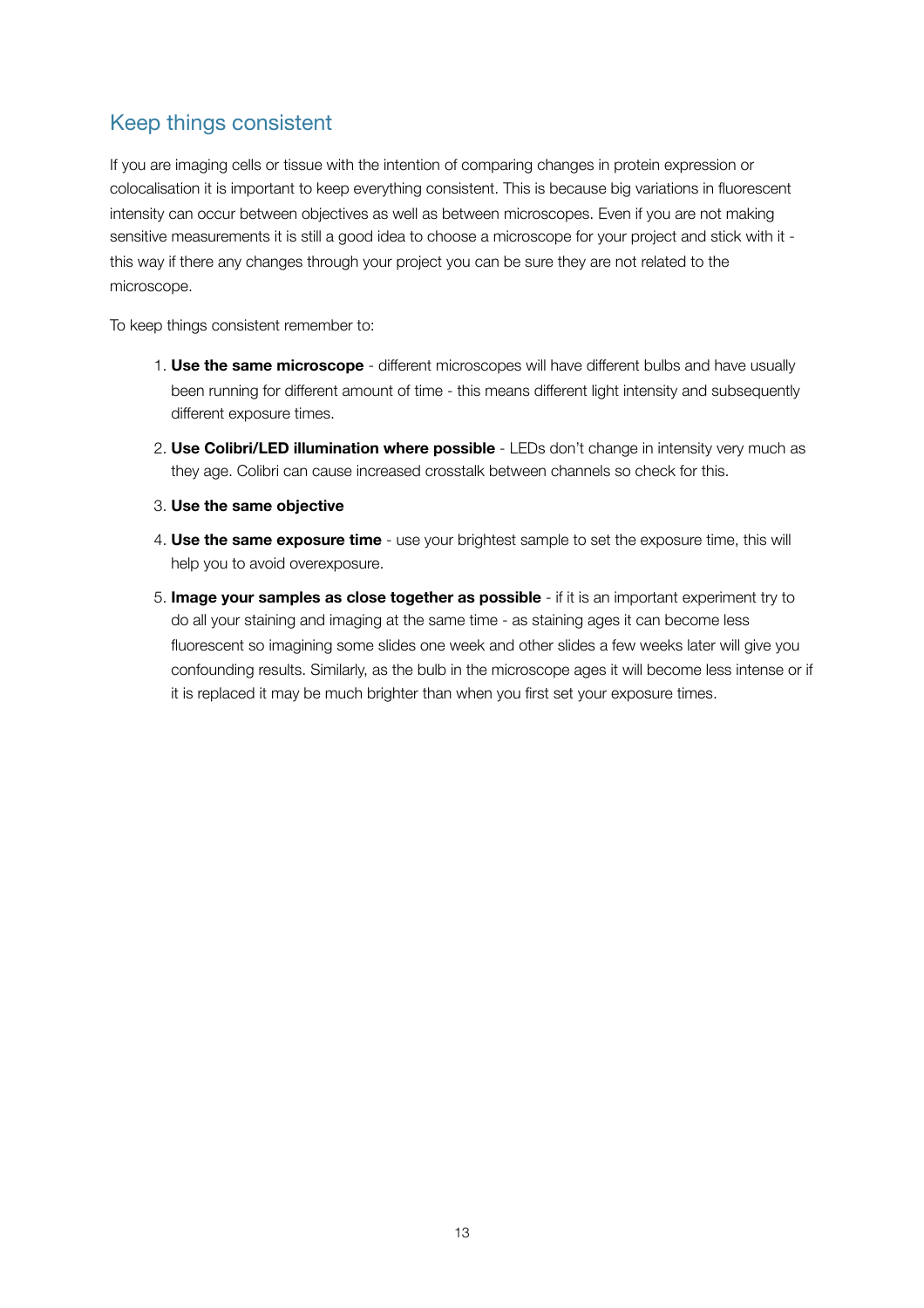## Keep things consistent

If you are imaging cells or tissue with the intention of comparing changes in protein expression or colocalisation it is important to keep everything consistent. This is because big variations in fluorescent intensity can occur between objectives as well as between microscopes. Even if you are not making sensitive measurements it is still a good idea to choose a microscope for your project and stick with it - this way if there any changes through your project you can be sure they are not related to the microscope.

To keep things consistent remember to:

1. **Use the same microscope** - different microscopes will have different bulbs and have usually been running for different amount of time - this means different light intensity and subsequently different exposure times.
2. **Use Colibri/LED illumination where possible** - LEDs don't change in intensity very much as they age. Colibri can cause increased crosstalk between channels so check for this.
3. **Use the same objective**
4. **Use the same exposure time** - use your brightest sample to set the exposure time, this will help you to avoid overexposure.
5. **Image your samples as close together as possible** - if it is an important experiment try to do all your staining and imaging at the same time - as staining ages it can become less fluorescent so imagining some slides one week and other slides a few weeks later will give you confounding results. Similarly, as the bulb in the microscope ages it will become less intense or if it is replaced it may be much brighter than when you first set your exposure times.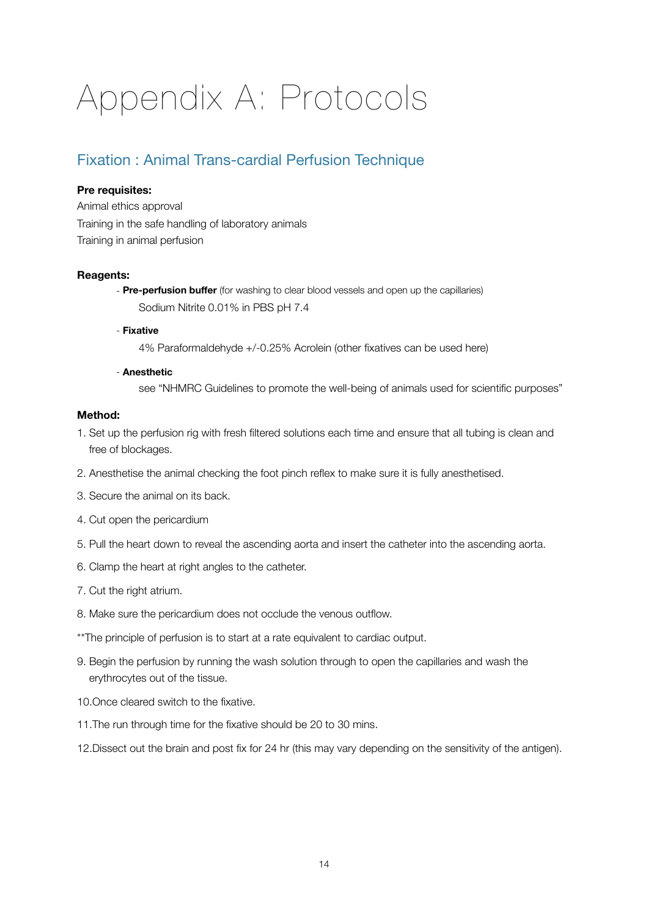# Appendix A: Protocols

## Fixation : Animal Trans-cardial Perfusion Technique

**Pre requisites:**

Animal ethics approval

Training in the safe handling of laboratory animals

Training in animal perfusion

**Reagents:**

- **Pre-perfusion buffer** (for washing to clear blood vessels and open up the capillaries)
  
  Sodium Nitrite 0.01% in PBS pH 7.4

- **Fixative**
  
  4% Paraformaldehyde +/-0.25% Acrolein (other fixatives can be used here)

- **Anesthetic**
  
  see "NHMRC Guidelines to promote the well-being of animals used for scientific purposes"

**Method:**

1. Set up the perfusion rig with fresh filtered solutions each time and ensure that all tubing is clean and free of blockages.
2. Anesthetise the animal checking the foot pinch reflex to make sure it is fully anesthetised.
3. Secure the animal on its back.
4. Cut open the pericardium
5. Pull the heart down to reveal the ascending aorta and insert the catheter into the ascending aorta.
6. Clamp the heart at right angles to the catheter.
7. Cut the right atrium.
8. Make sure the pericardium does not occlude the venous outflow.

**The principle of perfusion is to start at a rate equivalent to cardiac output.

9. Begin the perfusion by running the wash solution through to open the capillaries and wash the erythrocytes out of the tissue.
10. Once cleared switch to the fixative.
11. The run through time for the fixative should be 20 to 30 mins.
12. Dissect out the brain and post fix for 24 hr (this may vary depending on the sensitivity of the antigen).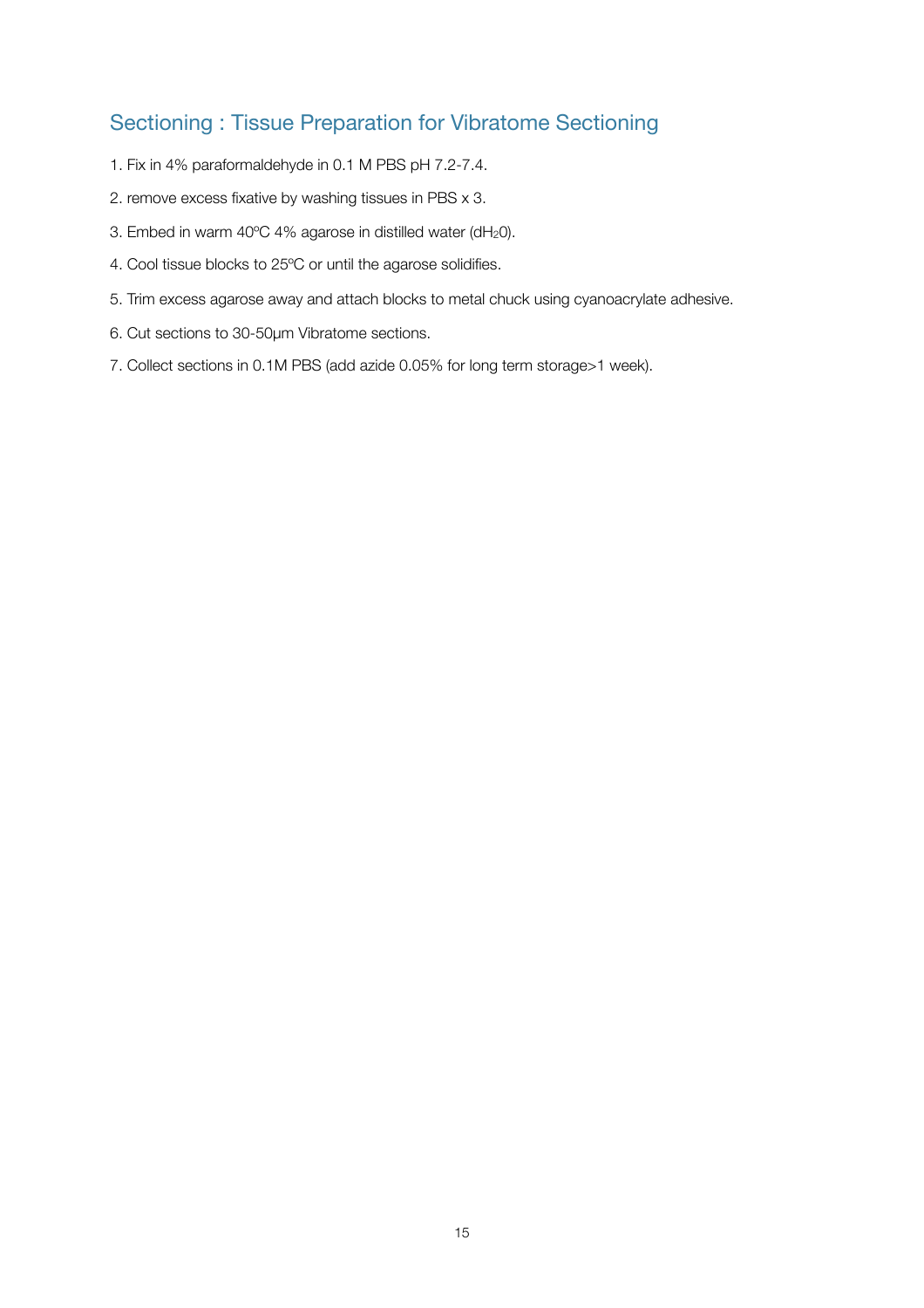## Sectioning : Tissue Preparation for Vibratome Sectioning

1. Fix in 4% paraformaldehyde in 0.1 M PBS pH 7.2-7.4.
2. remove excess fixative by washing tissues in PBS x 3.
3. Embed in warm 40ºC 4% agarose in distilled water ($dH_20$).
4. Cool tissue blocks to 25ºC or until the agarose solidifies.
5. Trim excess agarose away and attach blocks to metal chuck using cyanoacrylate adhesive.
6. Cut sections to 30-50µm Vibratome sections.
7. Collect sections in 0.1M PBS (add azide 0.05% for long term storage>1 week).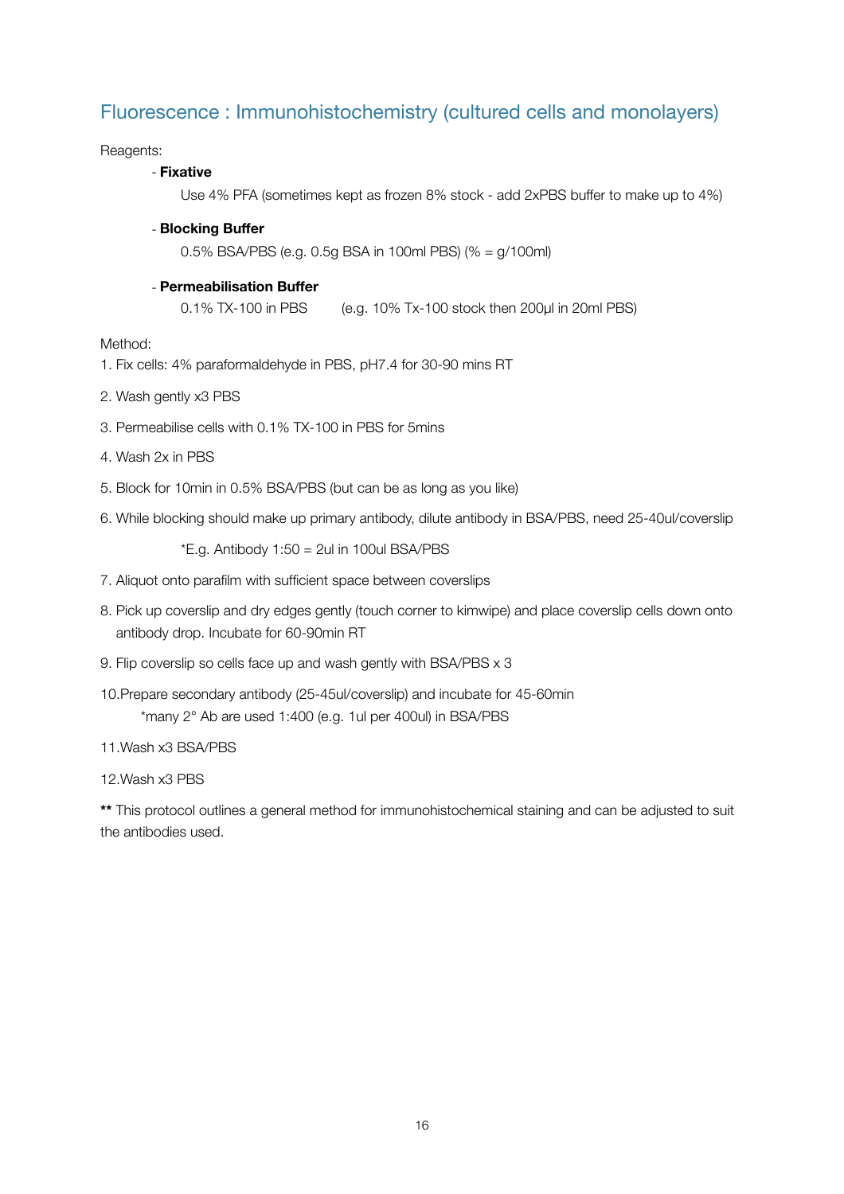## Fluorescence : Immunohistochemistry (cultured cells and monolayers)

Reagents:

- **Fixative**

  Use 4% PFA (sometimes kept as frozen 8% stock - add 2xPBS buffer to make up to 4%)

- **Blocking Buffer**

  0.5% BSA/PBS (e.g. 0.5g BSA in 100ml PBS) (% = g/100ml)

- **Permeabilisation Buffer**

  0.1% TX-100 in PBS (e.g. 10% Tx-100 stock then 200µl in 20ml PBS)

Method:

1. Fix cells: 4% paraformaldehyde in PBS, pH7.4 for 30-90 mins RT
2. Wash gently x3 PBS
3. Permeabilise cells with 0.1% TX-100 in PBS for 5mins
4. Wash 2x in PBS
5. Block for 10min in 0.5% BSA/PBS (but can be as long as you like)
6. While blocking should make up primary antibody, dilute antibody in BSA/PBS, need 25-40ul/coverslip

   *E.g. Antibody 1:50 = 2ul in 100ul BSA/PBS

7. Aliquot onto parafilm with sufficient space between coverslips
8. Pick up coverslip and dry edges gently (touch corner to kimwipe) and place coverslip cells down onto antibody drop. Incubate for 60-90min RT
9. Flip coverslip so cells face up and wash gently with BSA/PBS x 3
10. Prepare secondary antibody (25-45ul/coverslip) and incubate for 45-60min

    *many 2° Ab are used 1:400 (e.g. 1ul per 400ul) in BSA/PBS

11. Wash x3 BSA/PBS
12. Wash x3 PBS

**** This protocol outlines a general method for immunohistochemical staining and can be adjusted to suit the antibodies used.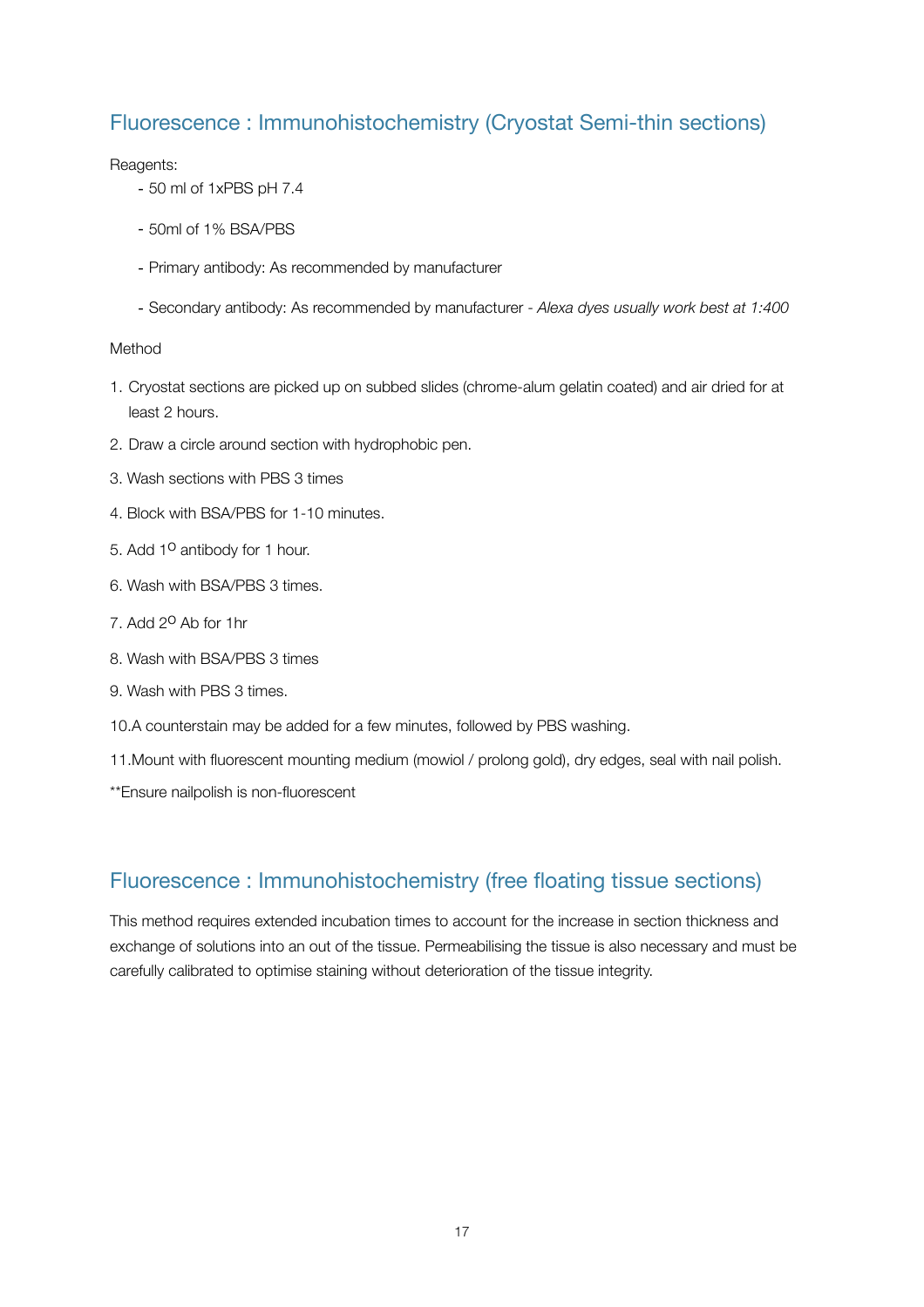## Fluorescence : Immunohistochemistry (Cryostat Semi-thin sections)

Reagents:

- 50 ml of 1xPBS pH 7.4
- 50ml of 1% BSA/PBS
- Primary antibody: As recommended by manufacturer
- Secondary antibody: As recommended by manufacturer - *Alexa dyes usually work best at 1:400*

Method

1. Cryostat sections are picked up on subbed slides (chrome-alum gelatin coated) and air dried for at least 2 hours.
2. Draw a circle around section with hydrophobic pen.
3. Wash sections with PBS 3 times
4. Block with BSA/PBS for 1-10 minutes.
5. Add $1^{O}$ antibody for 1 hour.
6. Wash with BSA/PBS 3 times.
7. Add $2^{O}$ Ab for 1hr
8. Wash with BSA/PBS 3 times
9. Wash with PBS 3 times.
10. A counterstain may be added for a few minutes, followed by PBS washing.
11. Mount with fluorescent mounting medium (mowiol / prolong gold), dry edges, seal with nail polish.

**Ensure nailpolish is non-fluorescent

## Fluorescence : Immunohistochemistry (free floating tissue sections)

This method requires extended incubation times to account for the increase in section thickness and exchange of solutions into an out of the tissue. Permeabilising the tissue is also necessary and must be carefully calibrated to optimise staining without deterioration of the tissue integrity.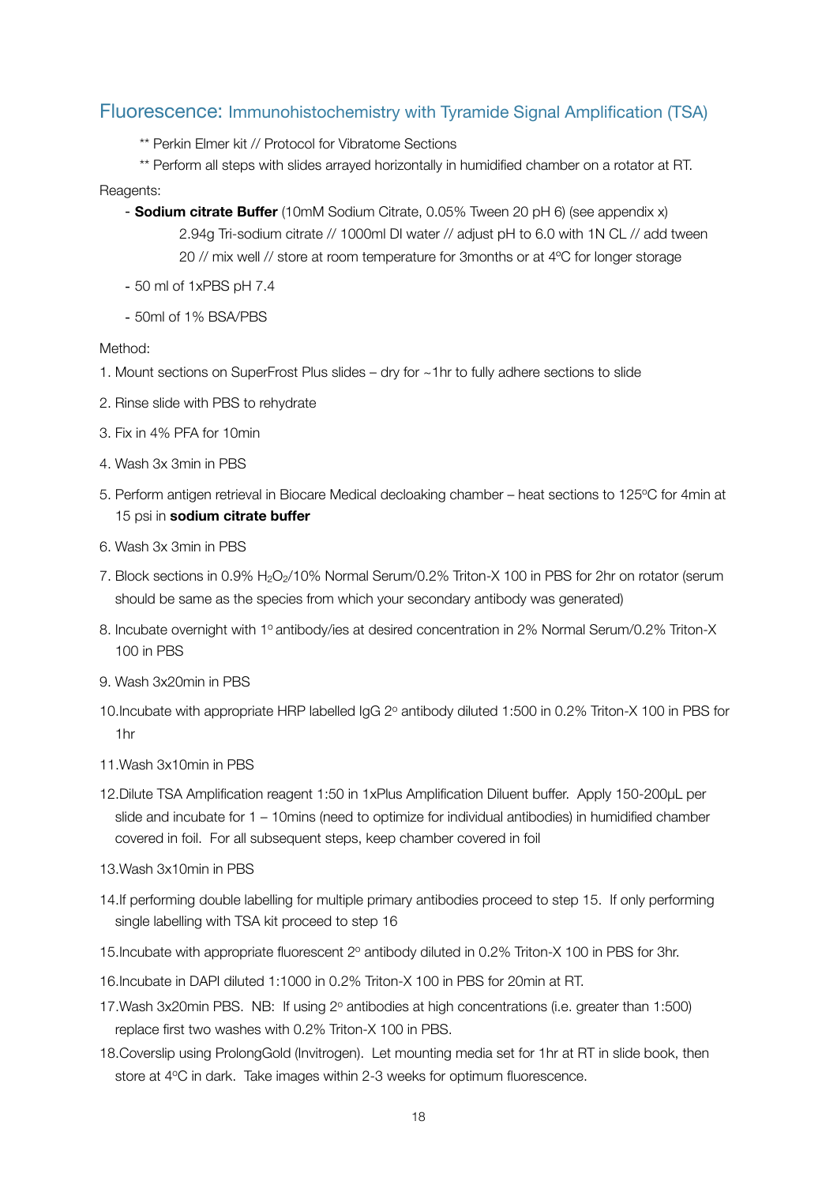## Fluorescence: Immunohistochemistry with Tyramide Signal Amplification (TSA)

** Perkin Elmer kit // Protocol for Vibratome Sections

** Perform all steps with slides arrayed horizontally in humidified chamber on a rotator at RT.

Reagents:

- **Sodium citrate Buffer** (10mM Sodium Citrate, 0.05% Tween 20 pH 6) (see appendix x)
  2.94g Tri-sodium citrate // 1000ml DI water // adjust pH to 6.0 with 1N CL // add tween 20 // mix well // store at room temperature for 3months or at 4ºC for longer storage
- 50 ml of 1xPBS pH 7.4
- 50ml of 1% BSA/PBS

Method:

1. Mount sections on SuperFrost Plus slides – dry for ~1hr to fully adhere sections to slide
2. Rinse slide with PBS to rehydrate
3. Fix in 4% PFA for 10min
4. Wash 3x 3min in PBS
5. Perform antigen retrieval in Biocare Medical decloaking chamber – heat sections to 125ºC for 4min at 15 psi in **sodium citrate buffer**
6. Wash 3x 3min in PBS
7. Block sections in 0.9% $H_2O_2$/10% Normal Serum/0.2% Triton-X 100 in PBS for 2hr on rotator (serum should be same as the species from which your secondary antibody was generated)
8. Incubate overnight with 1º antibody/ies at desired concentration in 2% Normal Serum/0.2% Triton-X 100 in PBS
9. Wash 3x20min in PBS
10. Incubate with appropriate HRP labelled IgG 2º antibody diluted 1:500 in 0.2% Triton-X 100 in PBS for 1hr
11. Wash 3x10min in PBS
12. Dilute TSA Amplification reagent 1:50 in 1xPlus Amplification Diluent buffer. Apply 150-200µL per slide and incubate for 1 – 10mins (need to optimize for individual antibodies) in humidified chamber covered in foil. For all subsequent steps, keep chamber covered in foil
13. Wash 3x10min in PBS
14. If performing double labelling for multiple primary antibodies proceed to step 15. If only performing single labelling with TSA kit proceed to step 16
15. Incubate with appropriate fluorescent 2º antibody diluted in 0.2% Triton-X 100 in PBS for 3hr.
16. Incubate in DAPI diluted 1:1000 in 0.2% Triton-X 100 in PBS for 20min at RT.
17. Wash 3x20min PBS. NB: If using 2º antibodies at high concentrations (i.e. greater than 1:500) replace first two washes with 0.2% Triton-X 100 in PBS.
18. Coverslip using ProlongGold (Invitrogen). Let mounting media set for 1hr at RT in slide book, then store at 4ºC in dark. Take images within 2-3 weeks for optimum fluorescence.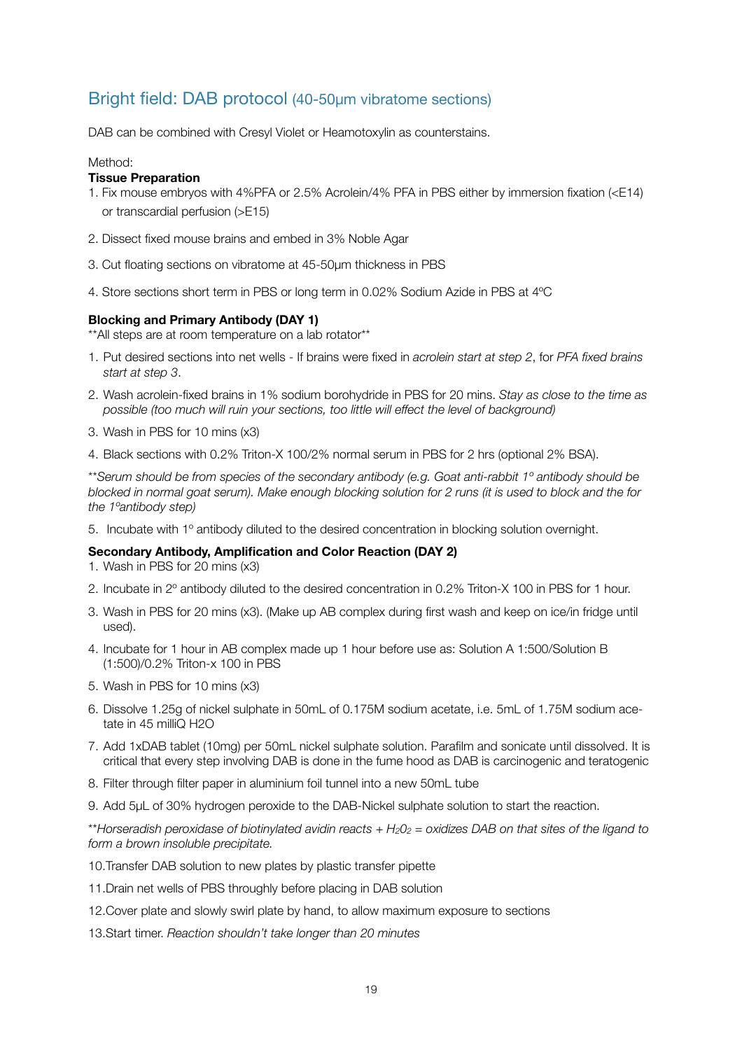## Bright field: DAB protocol (40-50µm vibratome sections)

DAB can be combined with Cresyl Violet or Heamotoxylin as counterstains.

Method:

**Tissue Preparation**

1. Fix mouse embryos with 4%PFA or 2.5% Acrolein/4% PFA in PBS either by immersion fixation (<E14) or transcardial perfusion (>E15)
2. Dissect fixed mouse brains and embed in 3% Noble Agar
3. Cut floating sections on vibratome at 45-50µm thickness in PBS
4. Store sections short term in PBS or long term in 0.02% Sodium Azide in PBS at 4ºC

**Blocking and Primary Antibody (DAY 1)**

**All steps are at room temperature on a lab rotator**

1. Put desired sections into net wells - If brains were fixed in *acrolein start at step 2*, for *PFA fixed brains start at step 3*.
2. Wash acrolein-fixed brains in 1% sodium borohydride in PBS for 20 mins. *Stay as close to the time as possible (too much will ruin your sections, too little will effect the level of background)*
3. Wash in PBS for 10 mins (x3)
4. Black sections with 0.2% Triton-X 100/2% normal serum in PBS for 2 hrs (optional 2% BSA).

*\*\*Serum should be from species of the secondary antibody (e.g. Goat anti-rabbit 1º antibody should be blocked in normal goat serum). Make enough blocking solution for 2 runs (it is used to block and the for the 1ºantibody step)*

5. Incubate with 1º antibody diluted to the desired concentration in blocking solution overnight.

**Secondary Antibody, Amplification and Color Reaction (DAY 2)**

1. Wash in PBS for 20 mins (x3)
2. Incubate in 2º antibody diluted to the desired concentration in 0.2% Triton-X 100 in PBS for 1 hour.
3. Wash in PBS for 20 mins (x3). (Make up AB complex during first wash and keep on ice/in fridge until used).
4. Incubate for 1 hour in AB complex made up 1 hour before use as: Solution A 1:500/Solution B (1:500)/0.2% Triton-x 100 in PBS
5. Wash in PBS for 10 mins (x3)
6. Dissolve 1.25g of nickel sulphate in 50mL of 0.175M sodium acetate, i.e. 5mL of 1.75M sodium acetate in 45 milliQ H2O
7. Add 1xDAB tablet (10mg) per 50mL nickel sulphate solution. Parafilm and sonicate until dissolved. It is critical that every step involving DAB is done in the fume hood as DAB is carcinogenic and teratogenic
8. Filter through filter paper in aluminium foil tunnel into a new 50mL tube
9. Add 5µL of 30% hydrogen peroxide to the DAB-Nickel sulphate solution to start the reaction.

*\*\*Horseradish peroxidase of biotinylated avidin reacts + $H_2O_2$ = oxidizes DAB on that sites of the ligand to form a brown insoluble precipitate.*

10. Transfer DAB solution to new plates by plastic transfer pipette
11. Drain net wells of PBS throughly before placing in DAB solution
12. Cover plate and slowly swirl plate by hand, to allow maximum exposure to sections
13. Start timer. *Reaction shouldn't take longer than 20 minutes*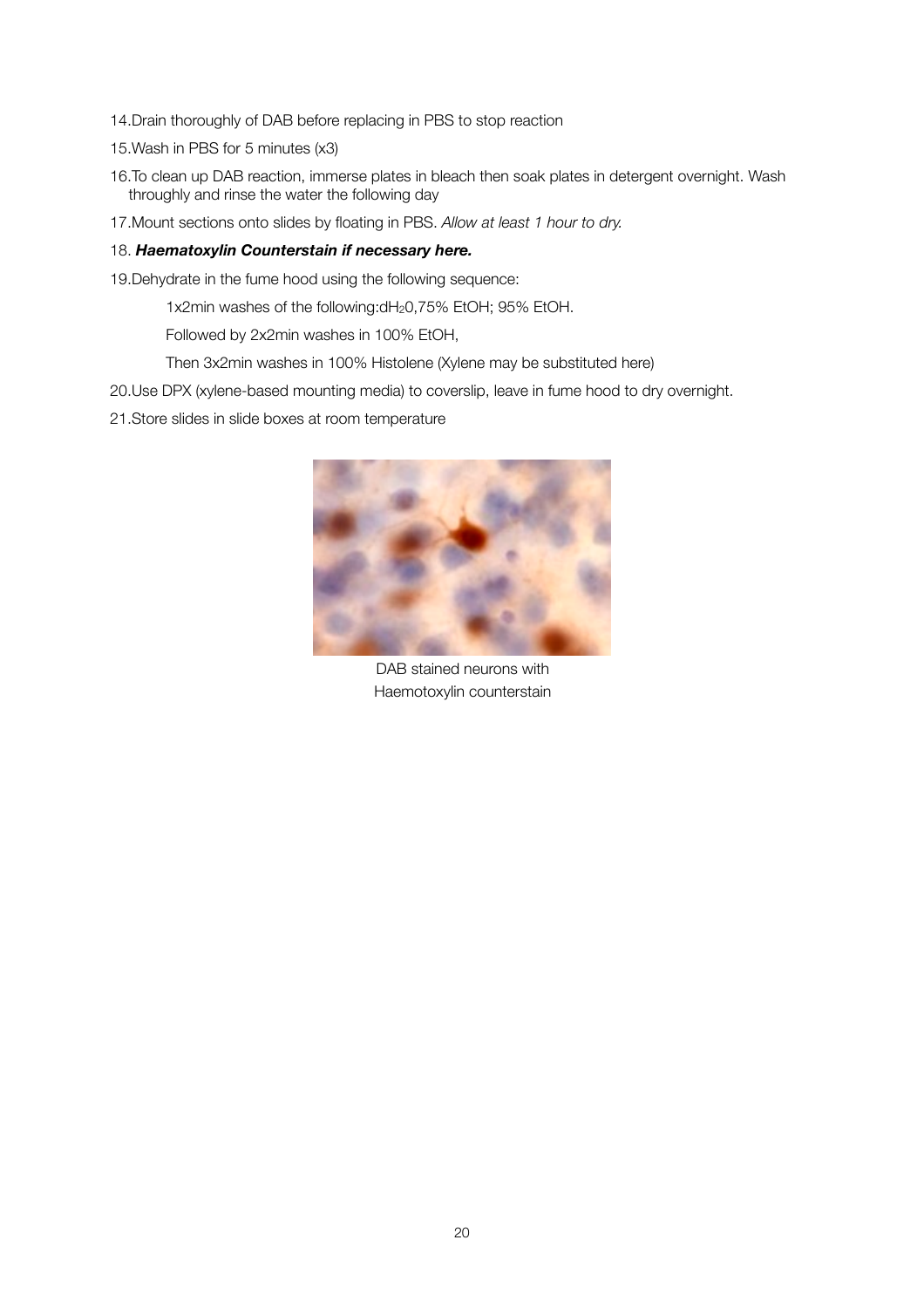14. Drain thoroughly of DAB before replacing in PBS to stop reaction

15. Wash in PBS for 5 minutes (x3)

16. To clean up DAB reaction, immerse plates in bleach then soak plates in detergent overnight. Wash throughly and rinse the water the following day

17. Mount sections onto slides by floating in PBS. *Allow at least 1 hour to dry.*

18. ***Haematoxylin Counterstain if necessary here.***

19. Dehydrate in the fume hood using the following sequence:

    1x2min washes of the following:d$H_2$0,75% EtOH; 95% EtOH.

    Followed by 2x2min washes in 100% EtOH,

    Then 3x2min washes in 100% Histolene (Xylene may be substituted here)

20. Use DPX (xylene-based mounting media) to coverslip, leave in fume hood to dry overnight.

21. Store slides in slide boxes at room temperature

DAB stained neurons with Haemotoxylin counterstain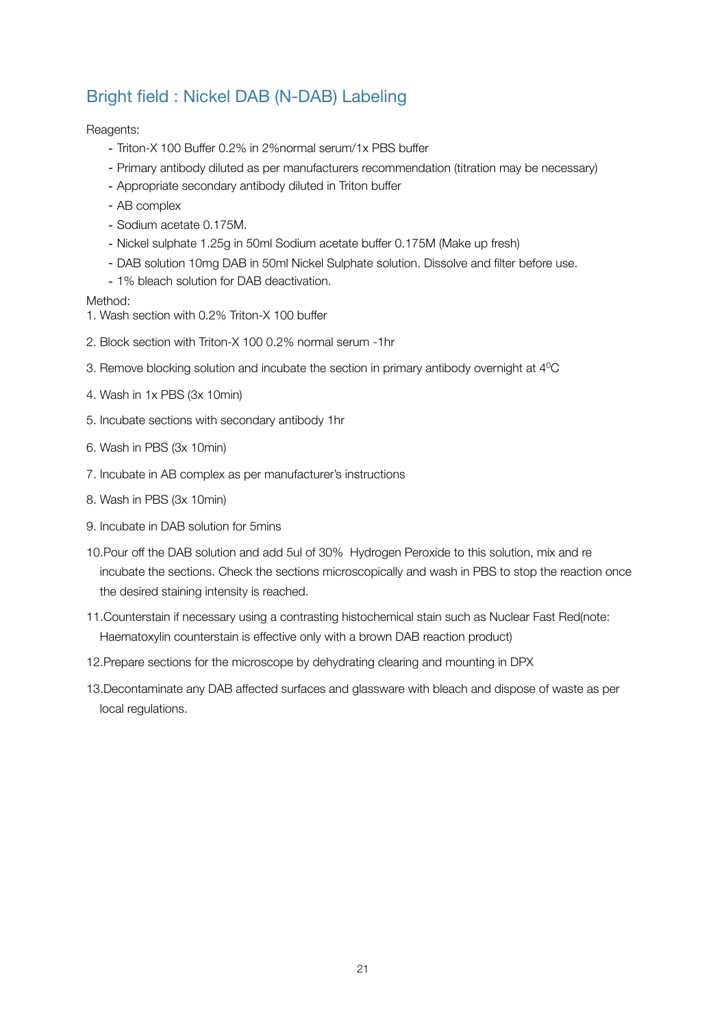## Bright field : Nickel DAB (N-DAB) Labeling

Reagents:

- Triton-X 100 Buffer 0.2% in 2%normal serum/1x PBS buffer
- Primary antibody diluted as per manufacturers recommendation (titration may be necessary)
- Appropriate secondary antibody diluted in Triton buffer
- AB complex
- Sodium acetate 0.175M.
- Nickel sulphate 1.25g in 50ml Sodium acetate buffer 0.175M (Make up fresh)
- DAB solution 10mg DAB in 50ml Nickel Sulphate solution. Dissolve and filter before use.
- 1% bleach solution for DAB deactivation.

Method:

1. Wash section with 0.2% Triton-X 100 buffer
2. Block section with Triton-X 100 0.2% normal serum -1hr
3. Remove blocking solution and incubate the section in primary antibody overnight at $4^0$C
4. Wash in 1x PBS (3x 10min)
5. Incubate sections with secondary antibody 1hr
6. Wash in PBS (3x 10min)
7. Incubate in AB complex as per manufacturer's instructions
8. Wash in PBS (3x 10min)
9. Incubate in DAB solution for 5mins
10. Pour off the DAB solution and add 5ul of 30% Hydrogen Peroxide to this solution, mix and re incubate the sections. Check the sections microscopically and wash in PBS to stop the reaction once the desired staining intensity is reached.
11. Counterstain if necessary using a contrasting histochemical stain such as Nuclear Fast Red(note: Haematoxylin counterstain is effective only with a brown DAB reaction product)
12. Prepare sections for the microscope by dehydrating clearing and mounting in DPX
13. Decontaminate any DAB affected surfaces and glassware with bleach and dispose of waste as per local regulations.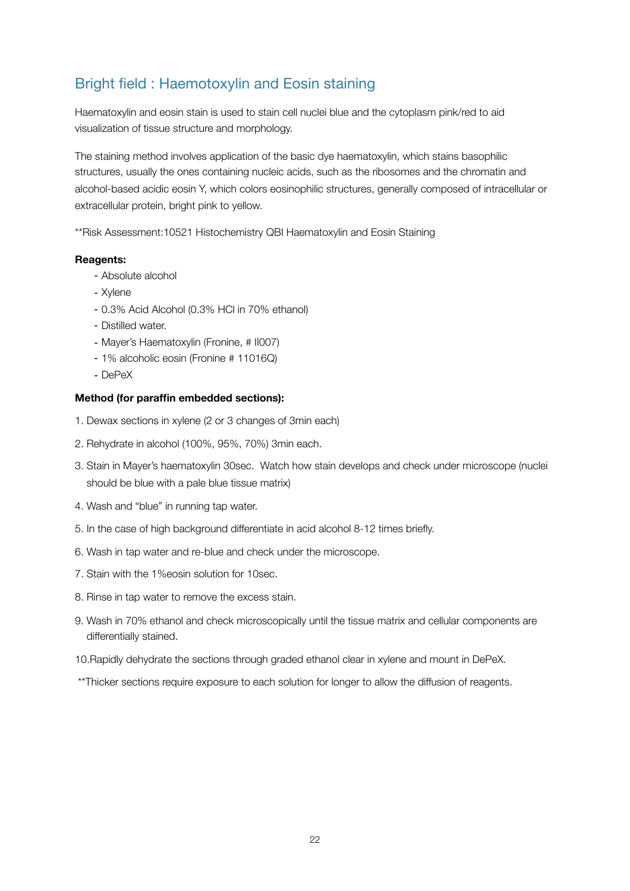## Bright field : Haemotoxylin and Eosin staining

Haematoxylin and eosin stain is used to stain cell nuclei blue and the cytoplasm pink/red to aid visualization of tissue structure and morphology.

The staining method involves application of the basic dye haematoxylin, which stains basophilic structures, usually the ones containing nucleic acids, such as the ribosomes and the chromatin and alcohol-based acidic eosin Y, which colors eosinophilic structures, generally composed of intracellular or extracellular protein, bright pink to yellow.

**Risk Assessment:10521 Histochemistry QBI Haematoxylin and Eosin Staining

**Reagents:**

- Absolute alcohol
- Xylene
- 0.3% Acid Alcohol (0.3% HCl in 70% ethanol)
- Distilled water.
- Mayer's Haematoxylin (Fronine, # II007)
- 1% alcoholic eosin (Fronine # 11016Q)
- DePeX

**Method (for paraffin embedded sections):**

1. Dewax sections in xylene (2 or 3 changes of 3min each)
2. Rehydrate in alcohol (100%, 95%, 70%) 3min each.
3. Stain in Mayer's haematoxylin 30sec. Watch how stain develops and check under microscope (nuclei should be blue with a pale blue tissue matrix)
4. Wash and "blue" in running tap water.
5. In the case of high background differentiate in acid alcohol 8-12 times briefly.
6. Wash in tap water and re-blue and check under the microscope.
7. Stain with the 1%eosin solution for 10sec.
8. Rinse in tap water to remove the excess stain.
9. Wash in 70% ethanol and check microscopically until the tissue matrix and cellular components are differentially stained.
10. Rapidly dehydrate the sections through graded ethanol clear in xylene and mount in DePeX.

**Thicker sections require exposure to each solution for longer to allow the diffusion of reagents.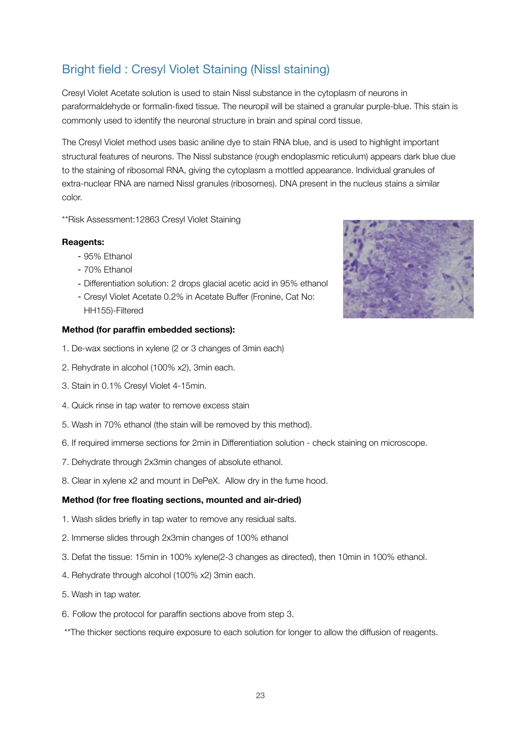## Bright field : Cresyl Violet Staining (Nissl staining)

Cresyl Violet Acetate solution is used to stain Nissl substance in the cytoplasm of neurons in paraformaldehyde or formalin-fixed tissue. The neuropil will be stained a granular purple-blue. This stain is commonly used to identify the neuronal structure in brain and spinal cord tissue.

The Cresyl Violet method uses basic aniline dye to stain RNA blue, and is used to highlight important structural features of neurons. The Nissl substance (rough endoplasmic reticulum) appears dark blue due to the staining of ribosomal RNA, giving the cytoplasm a mottled appearance. Individual granules of extra-nuclear RNA are named Nissl granules (ribosomes). DNA present in the nucleus stains a similar color.

**Risk Assessment:12863 Cresyl Violet Staining

**Reagents:**

- 95% Ethanol
- 70% Ethanol
- Differentiation solution: 2 drops glacial acetic acid in 95% ethanol
- Cresyl Violet Acetate 0.2% in Acetate Buffer (Fronine, Cat No: HH155)-Filtered

**Method (for paraffin embedded sections):**

1. De-wax sections in xylene (2 or 3 changes of 3min each)
2. Rehydrate in alcohol (100% x2), 3min each.
3. Stain in 0.1% Cresyl Violet 4-15min.
4. Quick rinse in tap water to remove excess stain
5. Wash in 70% ethanol (the stain will be removed by this method).
6. If required immerse sections for 2min in Differentiation solution - check staining on microscope.
7. Dehydrate through 2x3min changes of absolute ethanol.
8. Clear in xylene x2 and mount in DePeX. Allow dry in the fume hood.

**Method (for free floating sections, mounted and air-dried)**

1. Wash slides briefly in tap water to remove any residual salts.
2. Immerse slides through 2x3min changes of 100% ethanol
3. Defat the tissue: 15min in 100% xylene(2-3 changes as directed), then 10min in 100% ethanol.
4. Rehydrate through alcohol (100% x2) 3min each.
5. Wash in tap water.
6. Follow the protocol for paraffin sections above from step 3.

**The thicker sections require exposure to each solution for longer to allow the diffusion of reagents.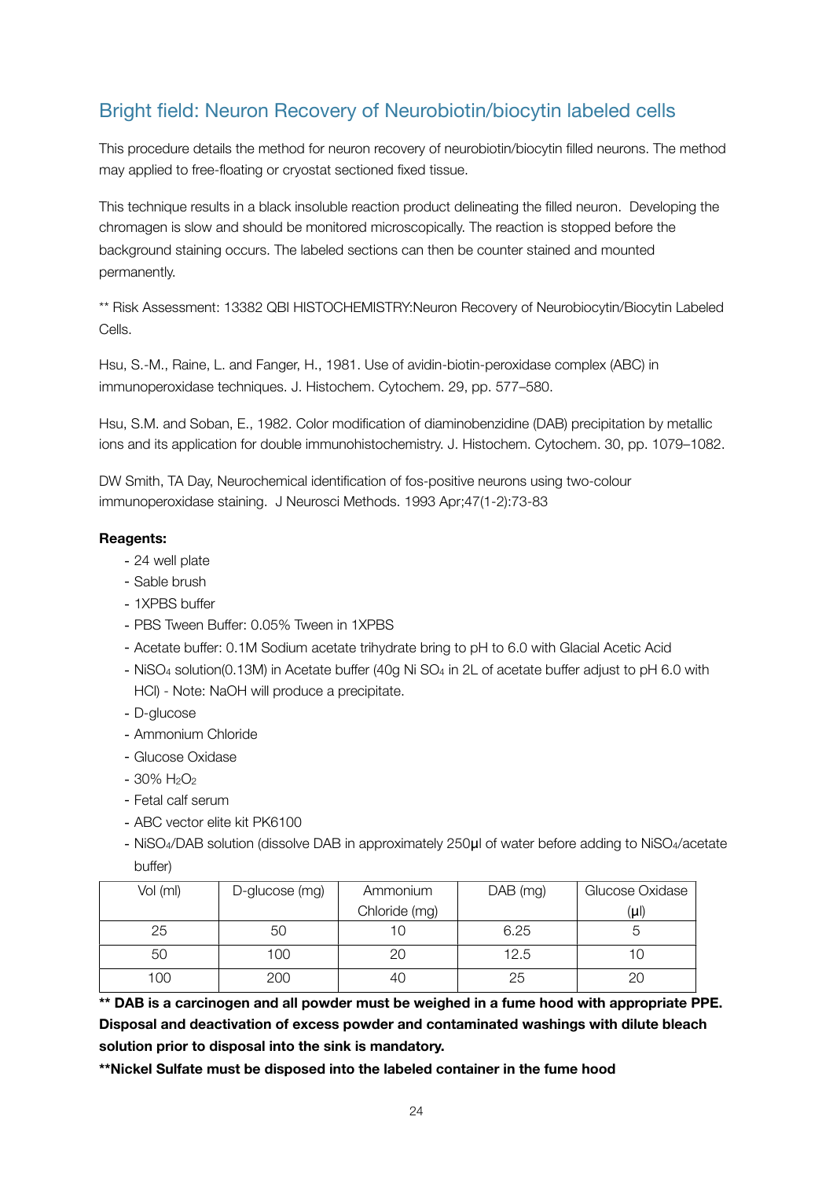## Bright field: Neuron Recovery of Neurobiotin/biocytin labeled cells

This procedure details the method for neuron recovery of neurobiotin/biocytin filled neurons. The method may applied to free-floating or cryostat sectioned fixed tissue.

This technique results in a black insoluble reaction product delineating the filled neuron. Developing the chromagen is slow and should be monitored microscopically. The reaction is stopped before the background staining occurs. The labeled sections can then be counter stained and mounted permanently.

** Risk Assessment: 13382 QBI HISTOCHEMISTRY:Neuron Recovery of Neurobiocytin/Biocytin Labeled Cells.

Hsu, S.-M., Raine, L. and Fanger, H., 1981. Use of avidin-biotin-peroxidase complex (ABC) in immunoperoxidase techniques. J. Histochem. Cytochem. 29, pp. 577–580.

Hsu, S.M. and Soban, E., 1982. Color modification of diaminobenzidine (DAB) precipitation by metallic ions and its application for double immunohistochemistry. J. Histochem. Cytochem. 30, pp. 1079–1082.

DW Smith, TA Day, Neurochemical identification of fos-positive neurons using two-colour immunoperoxidase staining. J Neurosci Methods. 1993 Apr;47(1-2):73-83

**Reagents:**

- 24 well plate
- Sable brush
- 1XPBS buffer
- PBS Tween Buffer: 0.05% Tween in 1XPBS
- Acetate buffer: 0.1M Sodium acetate trihydrate bring to pH to 6.0 with Glacial Acetic Acid
- $NiSO_4$ solution(0.13M) in Acetate buffer (40g Ni $SO_4$ in 2L of acetate buffer adjust to pH 6.0 with HCl) - Note: NaOH will produce a precipitate.
- D-glucose
- Ammonium Chloride
- Glucose Oxidase
- 30% $H_2O_2$
- Fetal calf serum
- ABC vector elite kit PK6100
- $NiSO_4$/DAB solution (dissolve DAB in approximately 250µl of water before adding to $NiSO_4$/acetate buffer)

| Vol (ml) | D-glucose (mg) | Ammonium Chloride (mg) | DAB (mg) | Glucose Oxidase (µl) |
|---|---|---|---|---|
| 25 | 50 | 10 | 6.25 | 5 |
| 50 | 100 | 20 | 12.5 | 10 |
| 100 | 200 | 40 | 25 | 20 |

**** DAB is a carcinogen and all powder must be weighed in a fume hood with appropriate PPE. Disposal and deactivation of excess powder and contaminated washings with dilute bleach solution prior to disposal into the sink is mandatory.**

****Nickel Sulfate must be disposed into the labeled container in the fume hood**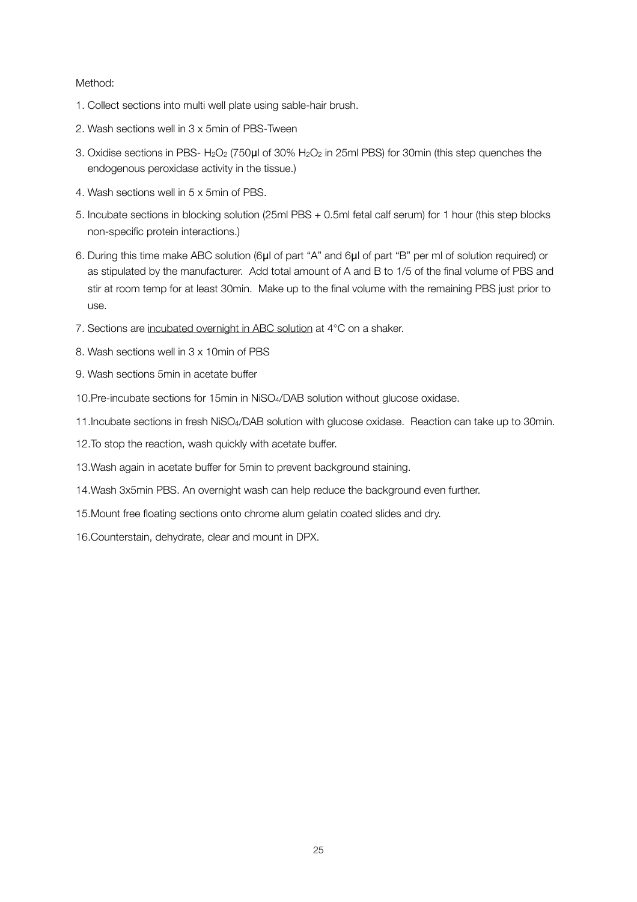Method:

1. Collect sections into multi well plate using sable-hair brush.
2. Wash sections well in 3 x 5min of PBS-Tween
3. Oxidise sections in PBS- $H_2O_2$ (750μl of 30% $H_2O_2$ in 25ml PBS) for 30min (this step quenches the endogenous peroxidase activity in the tissue.)
4. Wash sections well in 5 x 5min of PBS.
5. Incubate sections in blocking solution (25ml PBS + 0.5ml fetal calf serum) for 1 hour (this step blocks non-specific protein interactions.)
6. During this time make ABC solution (6μl of part "A" and 6μl of part "B" per ml of solution required) or as stipulated by the manufacturer. Add total amount of A and B to 1/5 of the final volume of PBS and stir at room temp for at least 30min. Make up to the final volume with the remaining PBS just prior to use.
7. Sections are <u>incubated overnight in ABC solution</u> at 4°C on a shaker.
8. Wash sections well in 3 x 10min of PBS
9. Wash sections 5min in acetate buffer
10. Pre-incubate sections for 15min in $NiSO_4$/DAB solution without glucose oxidase.
11. Incubate sections in fresh $NiSO_4$/DAB solution with glucose oxidase. Reaction can take up to 30min.
12. To stop the reaction, wash quickly with acetate buffer.
13. Wash again in acetate buffer for 5min to prevent background staining.
14. Wash 3x5min PBS. An overnight wash can help reduce the background even further.
15. Mount free floating sections onto chrome alum gelatin coated slides and dry.
16. Counterstain, dehydrate, clear and mount in DPX.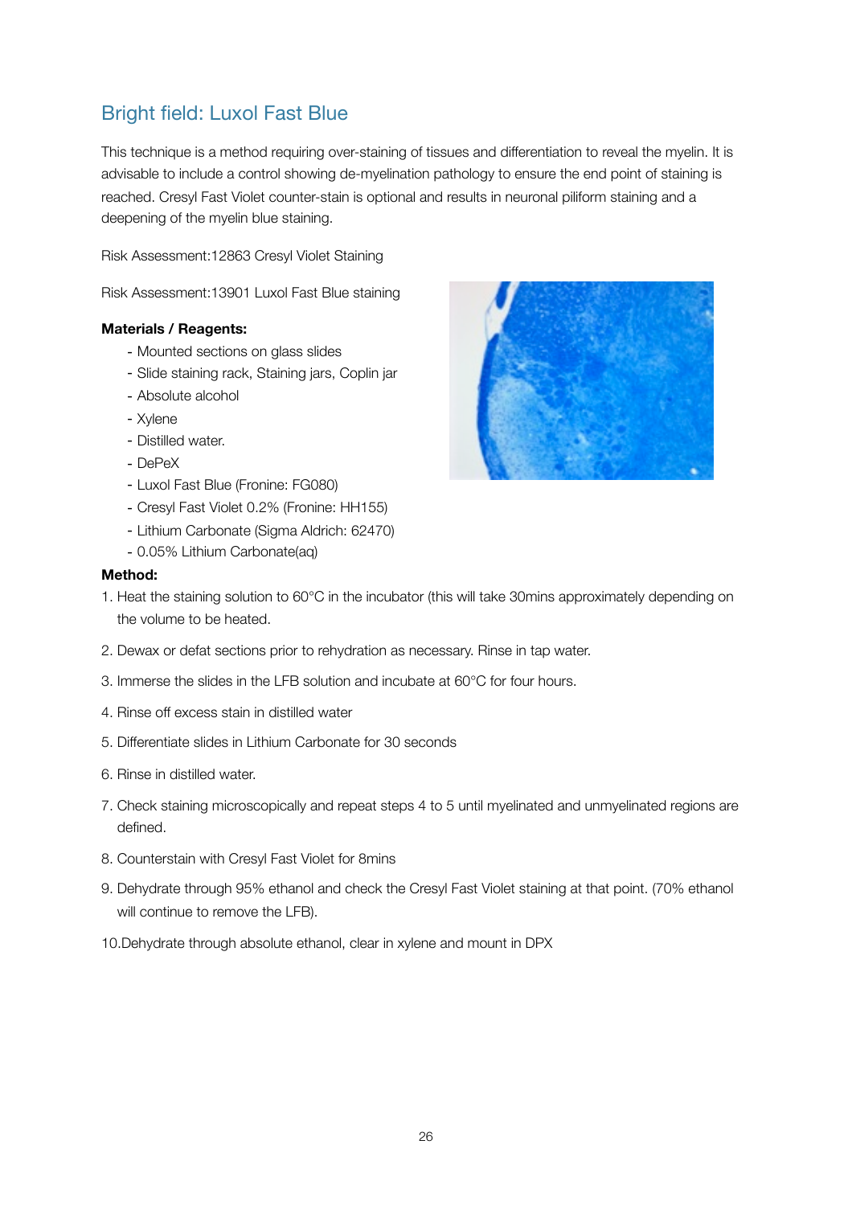## Bright field: Luxol Fast Blue

This technique is a method requiring over-staining of tissues and differentiation to reveal the myelin. It is advisable to include a control showing de-myelination pathology to ensure the end point of staining is reached. Cresyl Fast Violet counter-stain is optional and results in neuronal piliform staining and a deepening of the myelin blue staining.

Risk Assessment:12863 Cresyl Violet Staining

Risk Assessment:13901 Luxol Fast Blue staining

**Materials / Reagents:**

- Mounted sections on glass slides
- Slide staining rack, Staining jars, Coplin jar
- Absolute alcohol
- Xylene
- Distilled water.
- DePeX
- Luxol Fast Blue (Fronine: FG080)
- Cresyl Fast Violet 0.2% (Fronine: HH155)
- Lithium Carbonate (Sigma Aldrich: 62470)
- 0.05% Lithium Carbonate(aq)

**Method:**

1. Heat the staining solution to 60°C in the incubator (this will take 30mins approximately depending on the volume to be heated.
2. Dewax or defat sections prior to rehydration as necessary. Rinse in tap water.
3. Immerse the slides in the LFB solution and incubate at 60°C for four hours.
4. Rinse off excess stain in distilled water
5. Differentiate slides in Lithium Carbonate for 30 seconds
6. Rinse in distilled water.
7. Check staining microscopically and repeat steps 4 to 5 until myelinated and unmyelinated regions are defined.
8. Counterstain with Cresyl Fast Violet for 8mins
9. Dehydrate through 95% ethanol and check the Cresyl Fast Violet staining at that point. (70% ethanol will continue to remove the LFB).
10. Dehydrate through absolute ethanol, clear in xylene and mount in DPX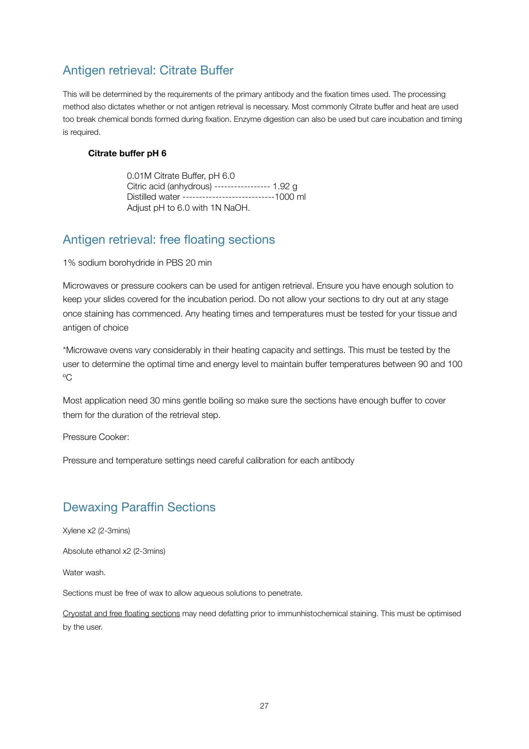## Antigen retrieval: Citrate Buffer

This will be determined by the requirements of the primary antibody and the fixation times used. The processing method also dictates whether or not antigen retrieval is necessary. Most commonly Citrate buffer and heat are used too break chemical bonds formed during fixation. Enzyme digestion can also be used but care incubation and timing is required.

**Citrate buffer pH 6**

0.01M Citrate Buffer, pH 6.0
Citric acid (anhydrous) ----------------- 1.92 g
Distilled water ----------------------------1000 ml
Adjust pH to 6.0 with 1N NaOH.

## Antigen retrieval: free floating sections

1% sodium borohydride in PBS 20 min

Microwaves or pressure cookers can be used for antigen retrieval. Ensure you have enough solution to keep your slides covered for the incubation period. Do not allow your sections to dry out at any stage once staining has commenced. Any heating times and temperatures must be tested for your tissue and antigen of choice

*Microwave ovens vary considerably in their heating capacity and settings. This must be tested by the user to determine the optimal time and energy level to maintain buffer temperatures between 90 and 100 $^{o}$C

Most application need 30 mins gentle boiling so make sure the sections have enough buffer to cover them for the duration of the retrieval step.

Pressure Cooker:

Pressure and temperature settings need careful calibration for each antibody

## Dewaxing Paraffin Sections

Xylene x2 (2-3mins)

Absolute ethanol x2 (2-3mins)

Water wash.

Sections must be free of wax to allow aqueous solutions to penetrate.

Cryostat and free floating sections may need defatting prior to immunhistochemical staining. This must be optimised by the user.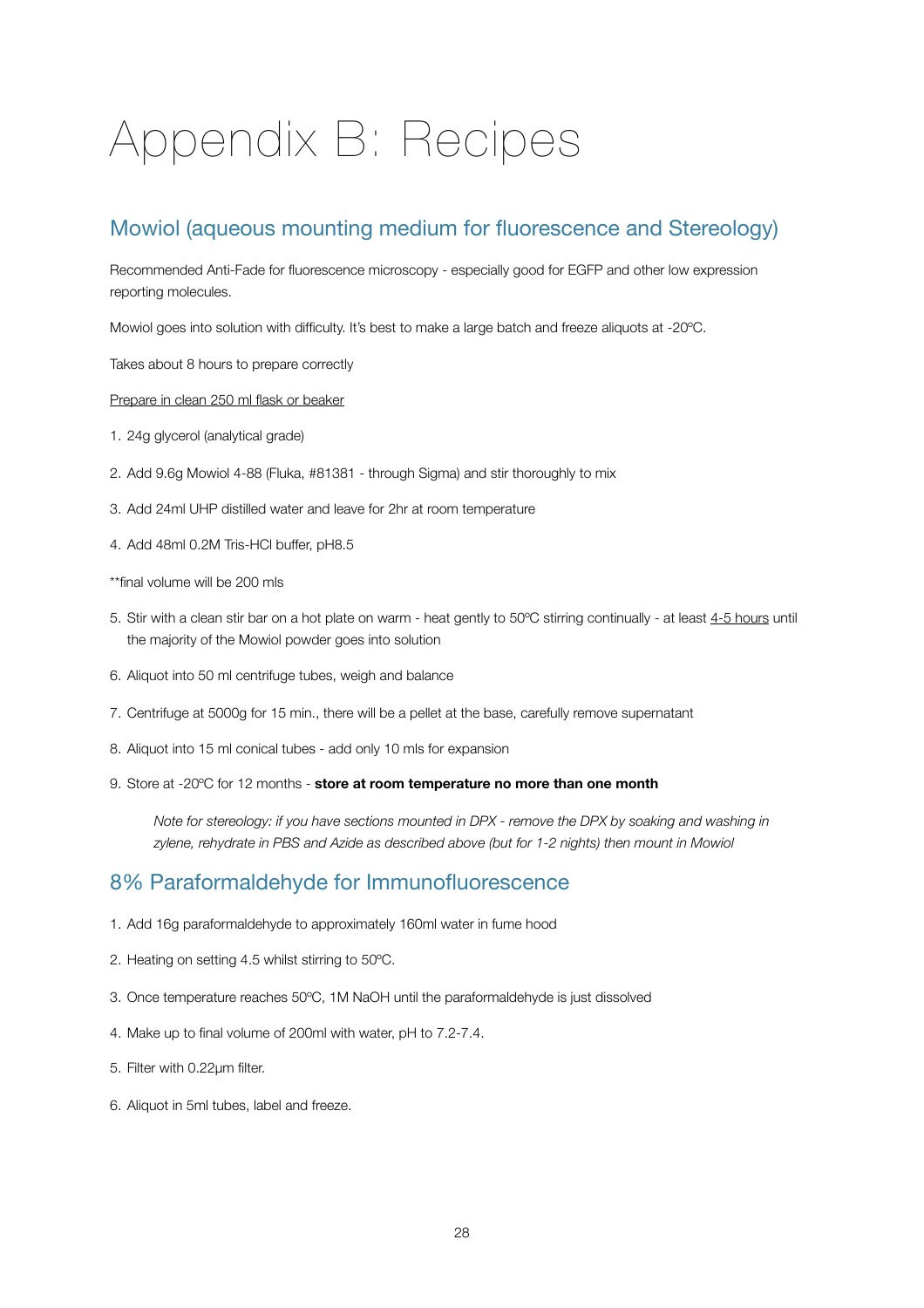# Appendix B: Recipes

## Mowiol (aqueous mounting medium for fluorescence and Stereology)

Recommended Anti-Fade for fluorescence microscopy - especially good for EGFP and other low expression reporting molecules.

Mowiol goes into solution with difficulty. It's best to make a large batch and freeze aliquots at -20ºC.

Takes about 8 hours to prepare correctly

<u>Prepare in clean 250 ml flask or beaker</u>

1. 24g glycerol (analytical grade)
2. Add 9.6g Mowiol 4-88 (Fluka, #81381 - through Sigma) and stir thoroughly to mix
3. Add 24ml UHP distilled water and leave for 2hr at room temperature
4. Add 48ml 0.2M Tris-HCl buffer, pH8.5

**final volume will be 200 mls

5. Stir with a clean stir bar on a hot plate on warm - heat gently to 50ºC stirring continually - at least <u>4-5 hours</u> until the majority of the Mowiol powder goes into solution
6. Aliquot into 50 ml centrifuge tubes, weigh and balance
7. Centrifuge at 5000g for 15 min., there will be a pellet at the base, carefully remove supernatant
8. Aliquot into 15 ml conical tubes - add only 10 mls for expansion
9. Store at -20ºC for 12 months - **store at room temperature no more than one month**

> *Note for stereology: if you have sections mounted in DPX - remove the DPX by soaking and washing in zylene, rehydrate in PBS and Azide as described above (but for 1-2 nights) then mount in Mowiol*

## 8% Paraformaldehyde for Immunofluorescence

1. Add 16g paraformaldehyde to approximately 160ml water in fume hood
2. Heating on setting 4.5 whilst stirring to 50ºC.
3. Once temperature reaches 50ºC, 1M NaOH until the paraformaldehyde is just dissolved
4. Make up to final volume of 200ml with water, pH to 7.2-7.4.
5. Filter with 0.22µm filter.
6. Aliquot in 5ml tubes, label and freeze.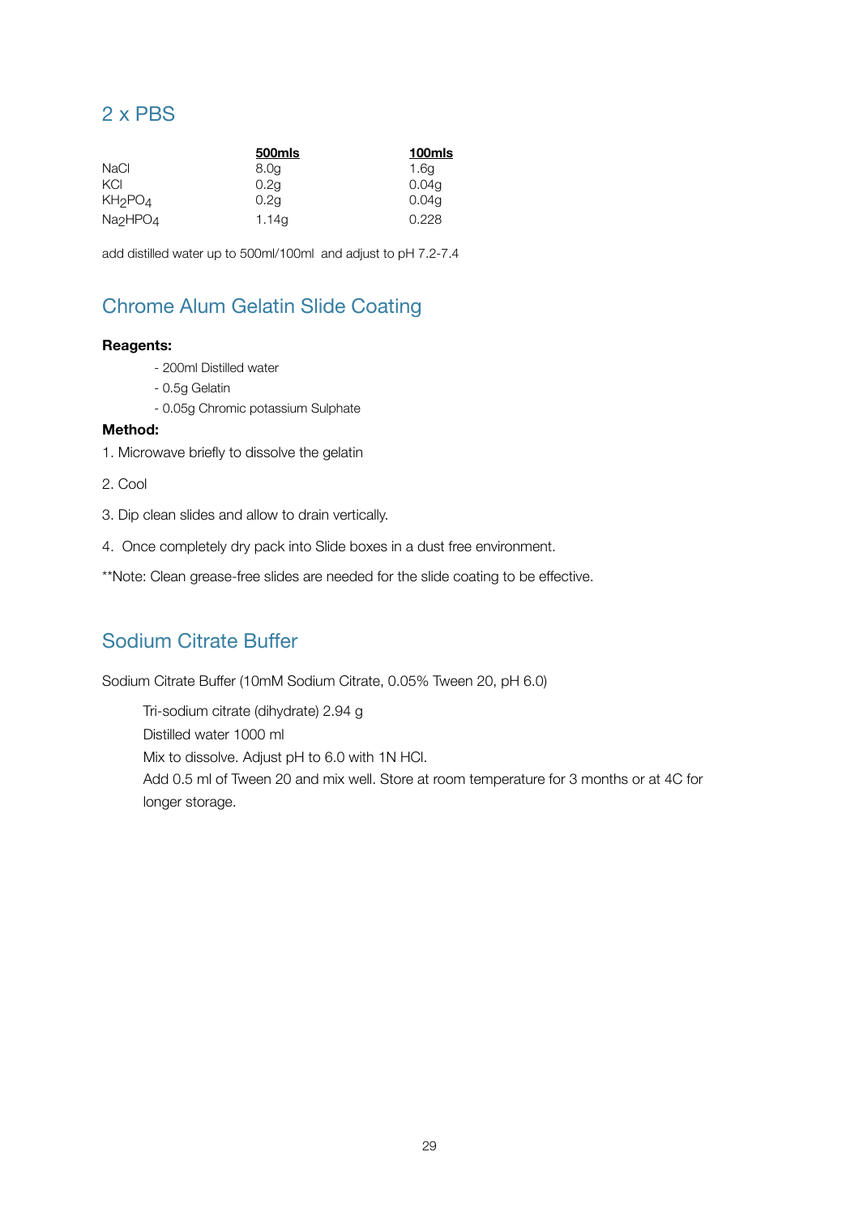## 2 x PBS

| | 500mls | 100mls |
|---|---|---|
| NaCl | 8.0g | 1.6g |
| KCl | 0.2g | 0.04g |
| $KH_2PO_4$ | 0.2g | 0.04g |
| $Na_2HPO_4$ | 1.14g | 0.228 |

add distilled water up to 500ml/100ml and adjust to pH 7.2-7.4

## Chrome Alum Gelatin Slide Coating

**Reagents:**

- 200ml Distilled water
- 0.5g Gelatin
- 0.05g Chromic potassium Sulphate

**Method:**

1. Microwave briefly to dissolve the gelatin
2. Cool
3. Dip clean slides and allow to drain vertically.
4. Once completely dry pack into Slide boxes in a dust free environment.

**Note: Clean grease-free slides are needed for the slide coating to be effective.

## Sodium Citrate Buffer

Sodium Citrate Buffer (10mM Sodium Citrate, 0.05% Tween 20, pH 6.0)

Tri-sodium citrate (dihydrate) 2.94 g
Distilled water 1000 ml
Mix to dissolve. Adjust pH to 6.0 with 1N HCl.
Add 0.5 ml of Tween 20 and mix well. Store at room temperature for 3 months or at 4C for longer storage.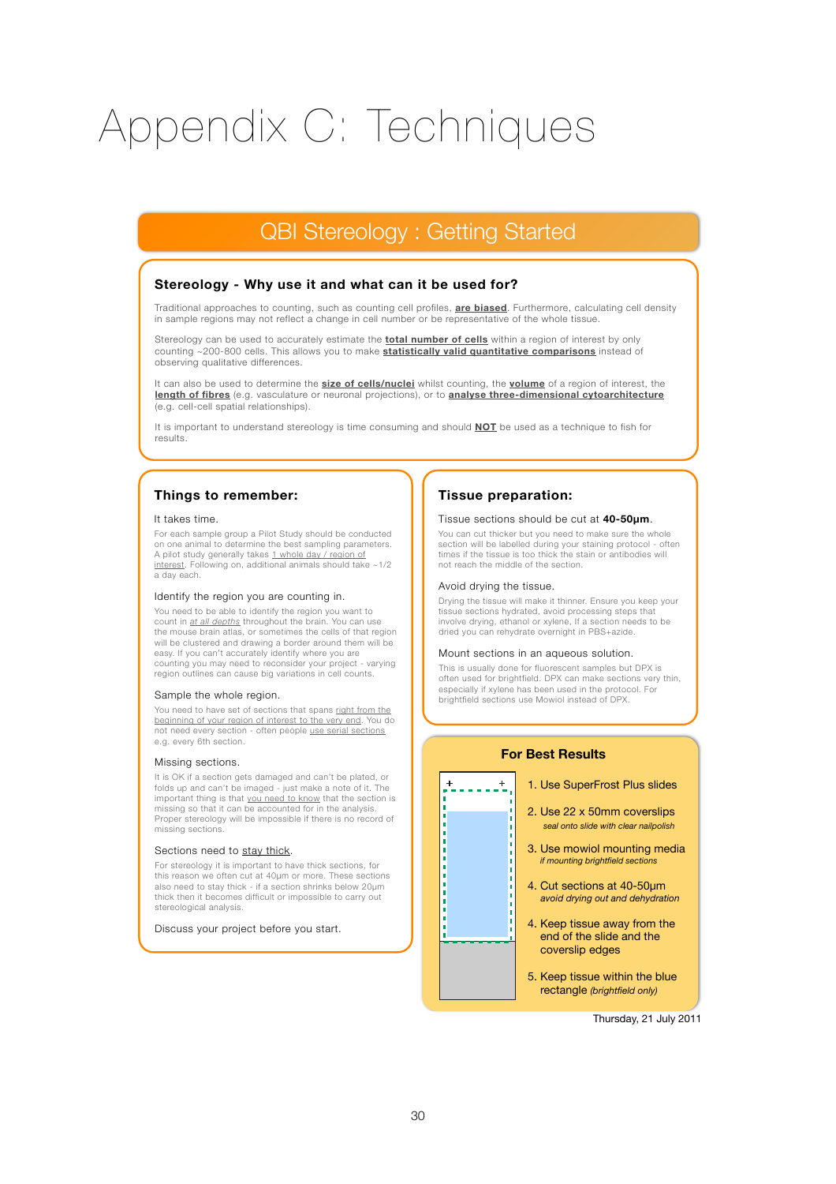# Appendix C: Techniques

## QBI Stereology : Getting Started

### Stereology - Why use it and what can it be used for?

Traditional approaches to counting, such as counting cell profiles, **are biased**. Furthermore, calculating cell density in sample regions may not reflect a change in cell number or be representative of the whole tissue.

Stereology can be used to accurately estimate the **total number of cells** within a region of interest by only counting ~200-800 cells. This allows you to make **statistically valid quantitative comparisons** instead of observing qualitative differences.

It can also be used to determine the **size of cells/nuclei** whilst counting, the **volume** of a region of interest, the **length of fibres** (e.g. vasculature or neuronal projections), or to **analyse three-dimensional cytoarchitecture** (e.g. cell-cell spatial relationships).

It is important to understand stereology is time consuming and should **NOT** be used as a technique to fish for results.

### Things to remember:

It takes time.

For each sample group a Pilot Study should be conducted on one animal to determine the best sampling parameters. A pilot study generally takes 1 whole day / region of interest. Following on, additional animals should take ~1/2 a day each.

Identify the region you are counting in.

You need to be able to identify the region you want to count in *at all depths* throughout the brain. You can use the mouse brain atlas, or sometimes the cells of that region will be clustered and drawing a border around them will be easy. If you can't accurately identify where you are counting you may need to reconsider your project - varying region outlines can cause big variations in cell counts.

Sample the whole region.

You need to have set of sections that spans right from the beginning of your region of interest to the very end. You do not need every section - often people use serial sections e.g. every 6th section.

Missing sections.

It is OK if a section gets damaged and can't be plated, or folds up and can't be imaged - just make a note of it. The important thing is that you need to know that the section is missing so that it can be accounted for in the analysis. Proper stereology will be impossible if there is no record of missing sections.

Sections need to stay thick.

For stereology it is important to have thick sections, for this reason we often cut at 40µm or more. These sections also need to stay thick - if a section shrinks below 20µm thick then it becomes difficult or impossible to carry out stereological analysis.

Discuss your project before you start.

### Tissue preparation:

Tissue sections should be cut at **40-50µm**.

You can cut thicker but you need to make sure the whole section will be labelled during your staining protocol - often times if the tissue is too thick the stain or antibodies will not reach the middle of the section.

Avoid drying the tissue.

Drying the tissue will make it thinner. Ensure you keep your tissue sections hydrated, avoid processing steps that involve drying, ethanol or xylene, If a section needs to be dried you can rehydrate overnight in PBS+azide.

Mount sections in an aqueous solution.

This is usually done for fluorescent samples but DPX is often used for brightfield. DPX can make sections very thin, especially if xylene has been used in the protocol. For brightfield sections use Mowiol instead of DPX.

### For Best Results

1. Use SuperFrost Plus slides
2. Use 22 x 50mm coverslips
   *seal onto slide with clear nailpolish*
3. Use mowiol mounting media
   *if mounting brightfield sections*
4. Cut sections at 40-50µm
   *avoid drying out and dehydration*
4. Keep tissue away from the end of the slide and the coverslip edges
5. Keep tissue within the blue rectangle *(brightfield only)*

Thursday, 21 July 2011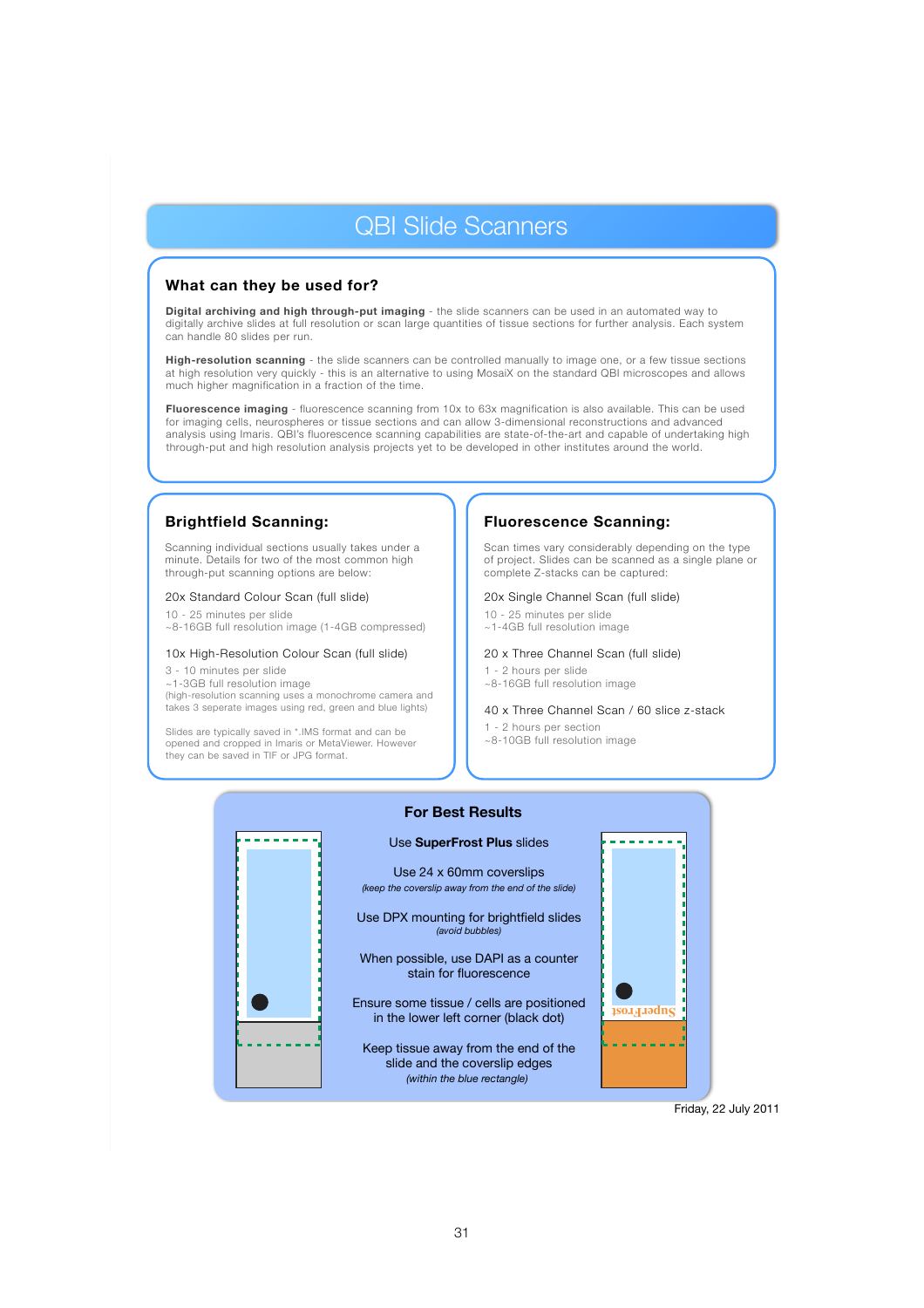# QBI Slide Scanners

## What can they be used for?

**Digital archiving and high through-put imaging** - the slide scanners can be used in an automated way to digitally archive slides at full resolution or scan large quantities of tissue sections for further analysis. Each system can handle 80 slides per run.

**High-resolution scanning** - the slide scanners can be controlled manually to image one, or a few tissue sections at high resolution very quickly - this is an alternative to using MosaiX on the standard QBI microscopes and allows much higher magnification in a fraction of the time.

**Fluorescence imaging** - fluorescence scanning from 10x to 63x magnification is also available. This can be used for imaging cells, neurospheres or tissue sections and can allow 3-dimensional reconstructions and advanced analysis using Imaris. QBI's fluorescence scanning capabilities are state-of-the-art and capable of undertaking high through-put and high resolution analysis projects yet to be developed in other institutes around the world.

## Brightfield Scanning:

Scanning individual sections usually takes under a minute. Details for two of the most common high through-put scanning options are below:

20x Standard Colour Scan (full slide)

10 - 25 minutes per slide
~8-16GB full resolution image (1-4GB compressed)

10x High-Resolution Colour Scan (full slide)

3 - 10 minutes per slide
~1-3GB full resolution image
(high-resolution scanning uses a monochrome camera and takes 3 seperate images using red, green and blue lights)

Slides are typically saved in *.IMS format and can be opened and cropped in Imaris or MetaViewer. However they can be saved in TIF or JPG format.

## Fluorescence Scanning:

Scan times vary considerably depending on the type of project. Slides can be scanned as a single plane or complete Z-stacks can be captured:

20x Single Channel Scan (full slide)

10 - 25 minutes per slide
~1-4GB full resolution image

20 x Three Channel Scan (full slide)

1 - 2 hours per slide
~8-16GB full resolution image

40 x Three Channel Scan / 60 slice z-stack

1 - 2 hours per section
~8-10GB full resolution image

## For Best Results

Use **SuperFrost Plus** slides

Use 24 x 60mm coverslips
*(keep the coverslip away from the end of the slide)*

Use DPX mounting for brightfield slides
*(avoid bubbles)*

When possible, use DAPI as a counter stain for fluorescence

Ensure some tissue / cells are positioned in the lower left corner (black dot)

Keep tissue away from the end of the slide and the coverslip edges
*(within the blue rectangle)*

SuperFrost

Friday, 22 July 2011